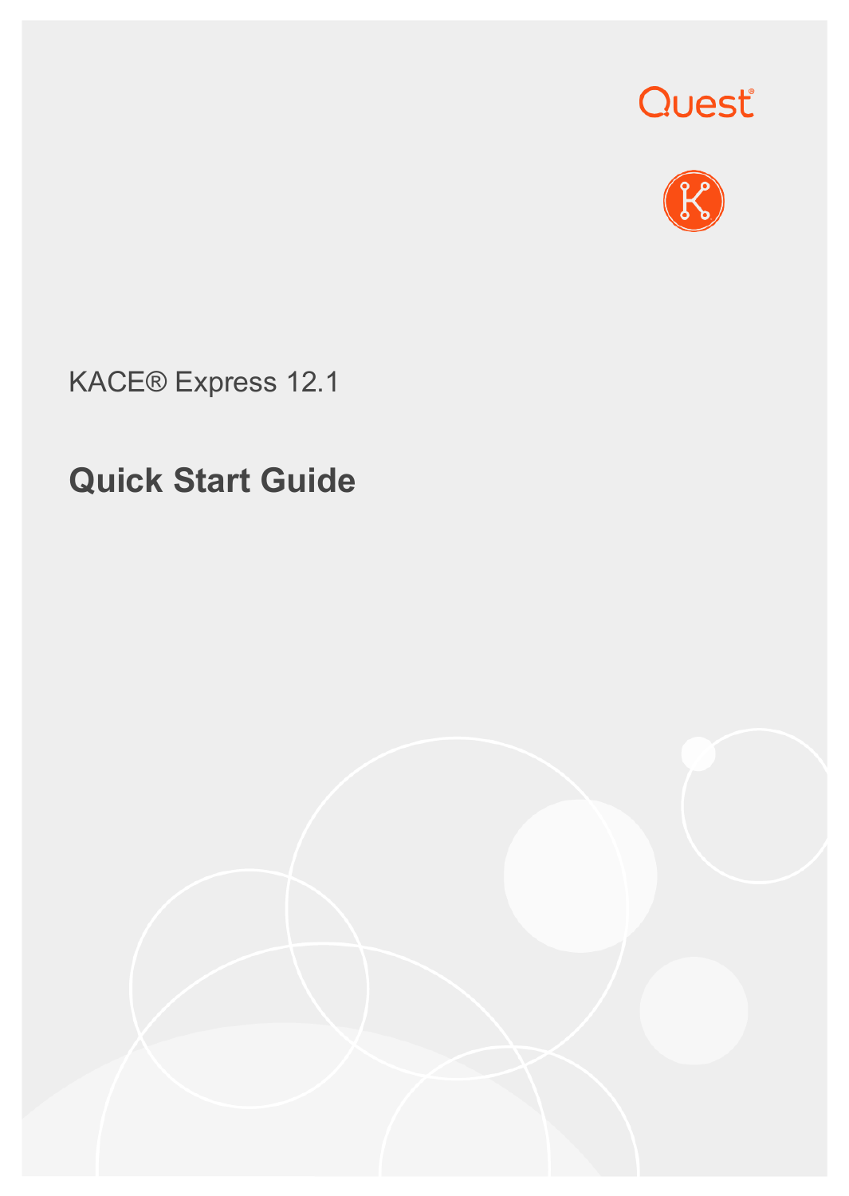Quest®

KACE® Express 12.1

# Quick Start Guide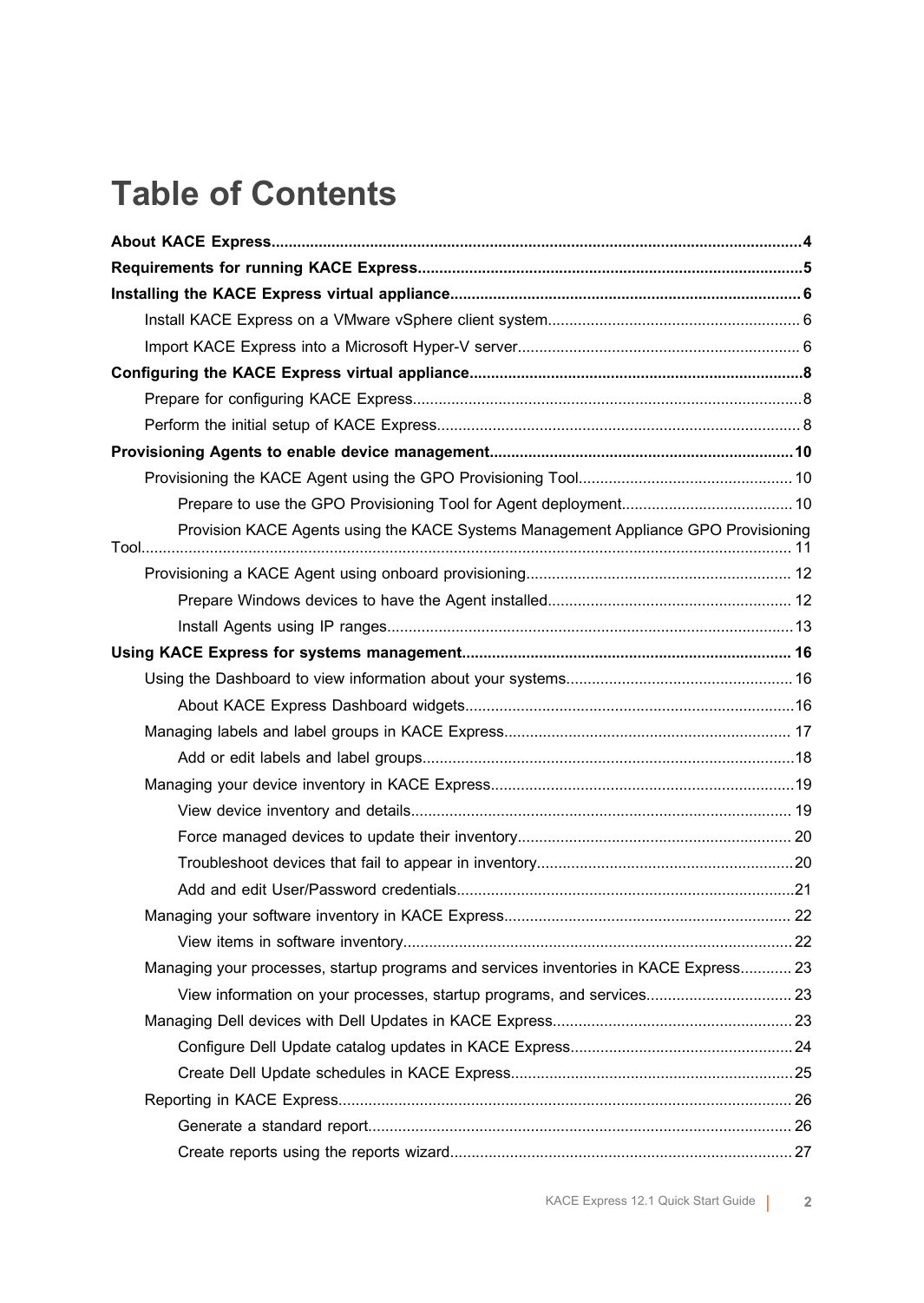# Table of Contents

**About KACE Express....................................................................................................................4**

**Requirements for running KACE Express.......................................................................................5**

**Installing the KACE Express virtual appliance...............................................................................6**

- Install KACE Express on a VMware vSphere client system..........................................................6
- Import KACE Express into a Microsoft Hyper-V server.................................................................6

**Configuring the KACE Express virtual appliance...........................................................................8**

- Prepare for configuring KACE Express........................................................................................8
- Perform the initial setup of KACE Express...................................................................................8

**Provisioning Agents to enable device management.....................................................................10**

- Provisioning the KACE Agent using the GPO Provisioning Tool.................................................10
  - Prepare to use the GPO Provisioning Tool for Agent deployment........................................10
  - Provision KACE Agents using the KACE Systems Management Appliance GPO Provisioning Tool....................................................................................................................11
- Provisioning a KACE Agent using onboard provisioning.............................................................12
  - Prepare Windows devices to have the Agent installed.........................................................12
  - Install Agents using IP ranges..............................................................................................13

**Using KACE Express for systems management...........................................................................16**

- Using the Dashboard to view information about your systems....................................................16
  - About KACE Express Dashboard widgets............................................................................16
- Managing labels and label groups in KACE Express..................................................................17
  - Add or edit labels and label groups......................................................................................18
- Managing your device inventory in KACE Express.....................................................................19
  - View device inventory and details........................................................................................19
  - Force managed devices to update their inventory...............................................................20
  - Troubleshoot devices that fail to appear in inventory...........................................................20
  - Add and edit User/Password credentials..............................................................................21
- Managing your software inventory in KACE Express..................................................................22
  - View items in software inventory..........................................................................................22
- Managing your processes, startup programs and services inventories in KACE Express............23
  - View information on your processes, startup programs, and services.................................23
- Managing Dell devices with Dell Updates in KACE Express.......................................................23
  - Configure Dell Update catalog updates in KACE Express...................................................24
  - Create Dell Update schedules in KACE Express.................................................................25
- Reporting in KACE Express.........................................................................................................26
  - Generate a standard report..................................................................................................26
  - Create reports using the reports wizard...............................................................................27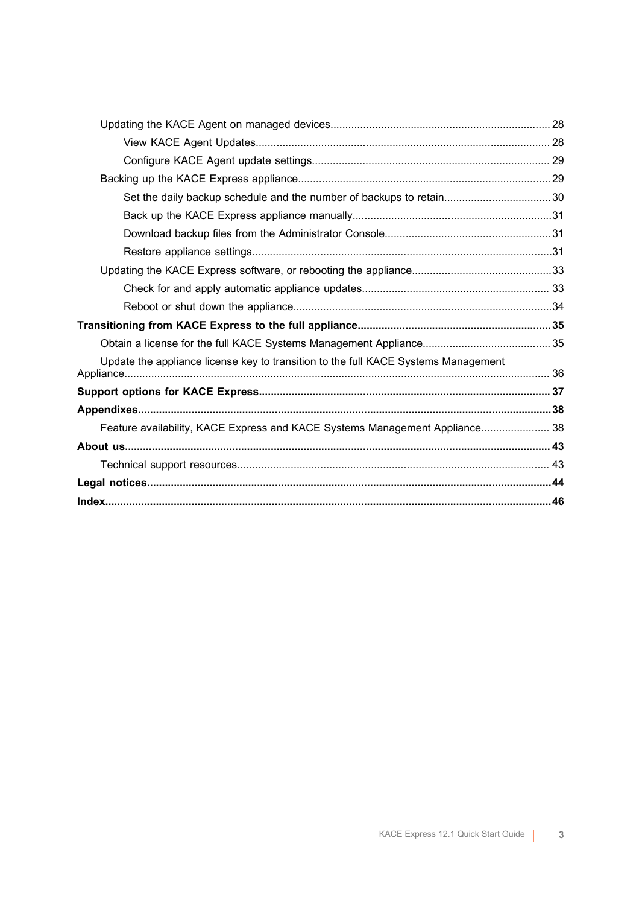- Updating the KACE Agent on managed devices......................................................................... 28
  - View KACE Agent Updates.................................................................................................. 28
  - Configure KACE Agent update settings............................................................................... 29
- Backing up the KACE Express appliance.................................................................................... 29
  - Set the daily backup schedule and the number of backups to retain.................................... 30
  - Back up the KACE Express appliance manually................................................................... 31
  - Download backup files from the Administrator Console....................................................... 31
  - Restore appliance settings.................................................................................................... 31
- Updating the KACE Express software, or rebooting the appliance............................................... 33
  - Check for and apply automatic appliance updates............................................................... 33
  - Reboot or shut down the appliance...................................................................................... 34

**Transitioning from KACE Express to the full appliance................................................................. 35**

- Obtain a license for the full KACE Systems Management Appliance........................................... 35
- Update the appliance license key to transition to the full KACE Systems Management Appliance............................................................................................................................................. 36

**Support options for KACE Express.................................................................................................. 37**

**Appendixes........................................................................................................................................... 38**

- Feature availability, KACE Express and KACE Systems Management Appliance....................... 38

**About us............................................................................................................................................... 43**

- Technical support resources....................................................................................................... 43

**Legal notices........................................................................................................................................ 44**

**Index..................................................................................................................................................... 46**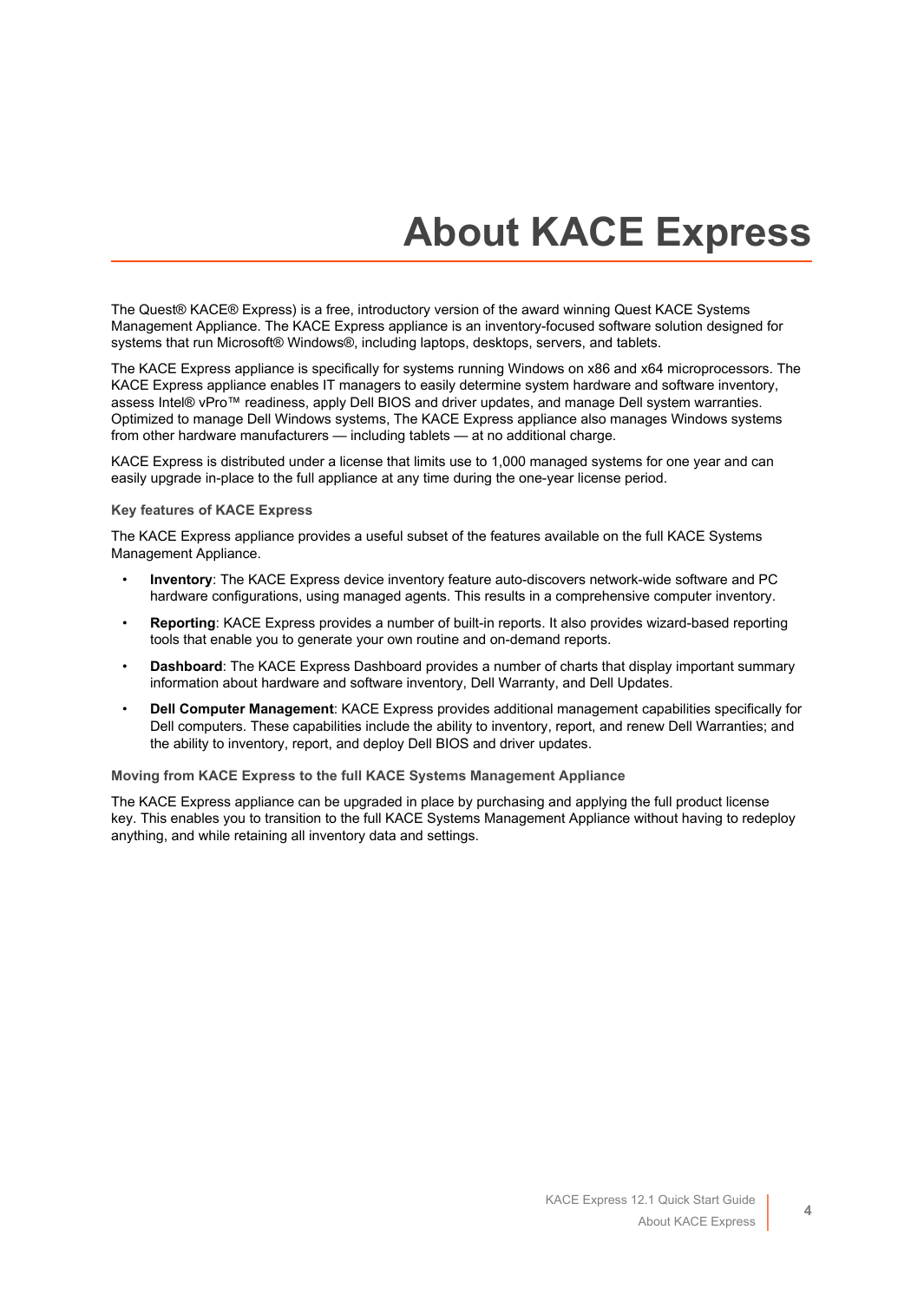# About KACE Express

The Quest® KACE® Express) is a free, introductory version of the award winning Quest KACE Systems Management Appliance. The KACE Express appliance is an inventory-focused software solution designed for systems that run Microsoft® Windows®, including laptops, desktops, servers, and tablets.

The KACE Express appliance is specifically for systems running Windows on x86 and x64 microprocessors. The KACE Express appliance enables IT managers to easily determine system hardware and software inventory, assess Intel® vPro™ readiness, apply Dell BIOS and driver updates, and manage Dell system warranties. Optimized to manage Dell Windows systems, The KACE Express appliance also manages Windows systems from other hardware manufacturers — including tablets — at no additional charge.

KACE Express is distributed under a license that limits use to 1,000 managed systems for one year and can easily upgrade in-place to the full appliance at any time during the one-year license period.

### Key features of KACE Express

The KACE Express appliance provides a useful subset of the features available on the full KACE Systems Management Appliance.

- **Inventory**: The KACE Express device inventory feature auto-discovers network-wide software and PC hardware configurations, using managed agents. This results in a comprehensive computer inventory.
- **Reporting**: KACE Express provides a number of built-in reports. It also provides wizard-based reporting tools that enable you to generate your own routine and on-demand reports.
- **Dashboard**: The KACE Express Dashboard provides a number of charts that display important summary information about hardware and software inventory, Dell Warranty, and Dell Updates.
- **Dell Computer Management**: KACE Express provides additional management capabilities specifically for Dell computers. These capabilities include the ability to inventory, report, and renew Dell Warranties; and the ability to inventory, report, and deploy Dell BIOS and driver updates.

### Moving from KACE Express to the full KACE Systems Management Appliance

The KACE Express appliance can be upgraded in place by purchasing and applying the full product license key. This enables you to transition to the full KACE Systems Management Appliance without having to redeploy anything, and while retaining all inventory data and settings.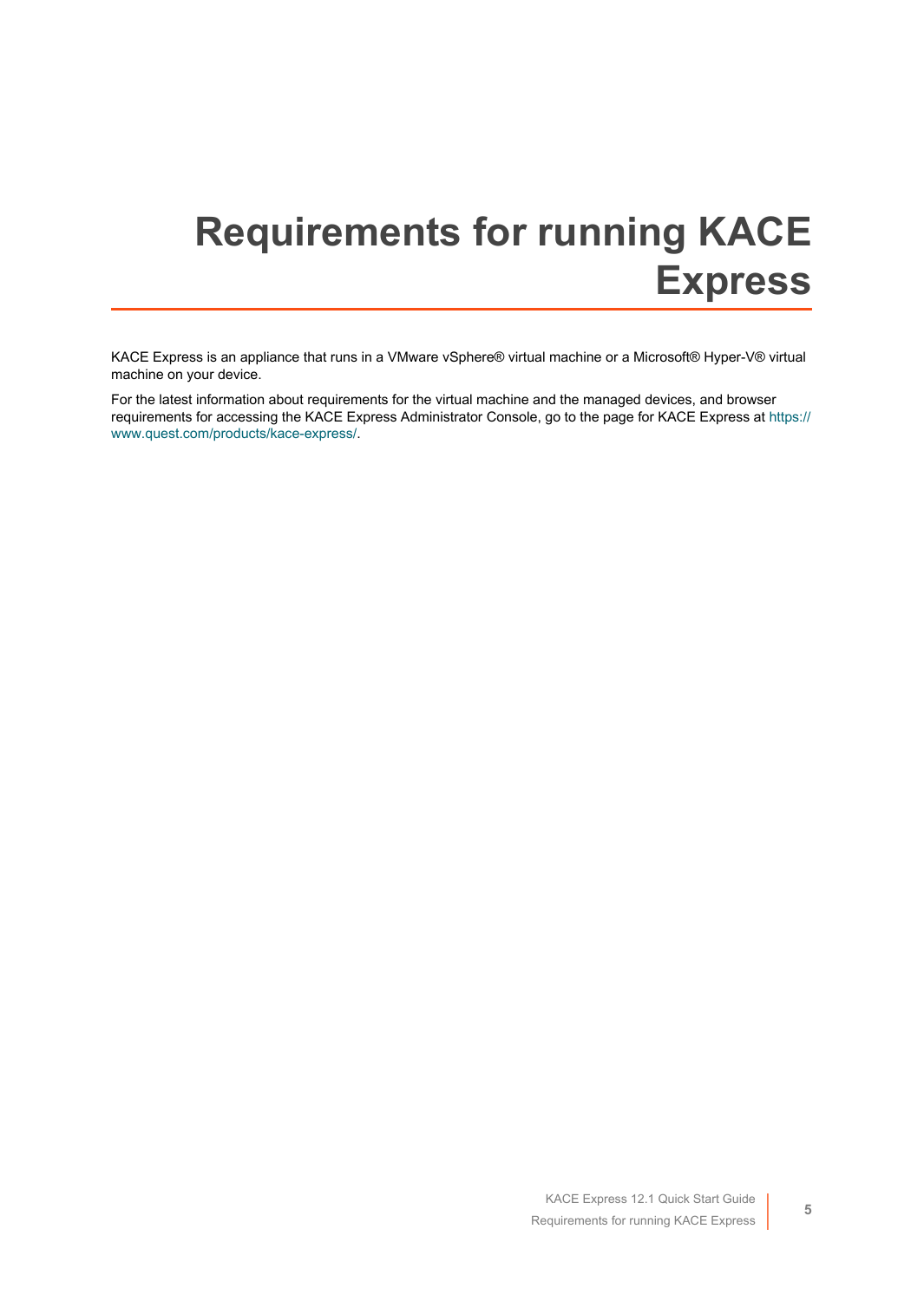# Requirements for running KACE Express

KACE Express is an appliance that runs in a VMware vSphere® virtual machine or a Microsoft® Hyper-V® virtual machine on your device.

For the latest information about requirements for the virtual machine and the managed devices, and browser requirements for accessing the KACE Express Administrator Console, go to the page for KACE Express at https://www.quest.com/products/kace-express/.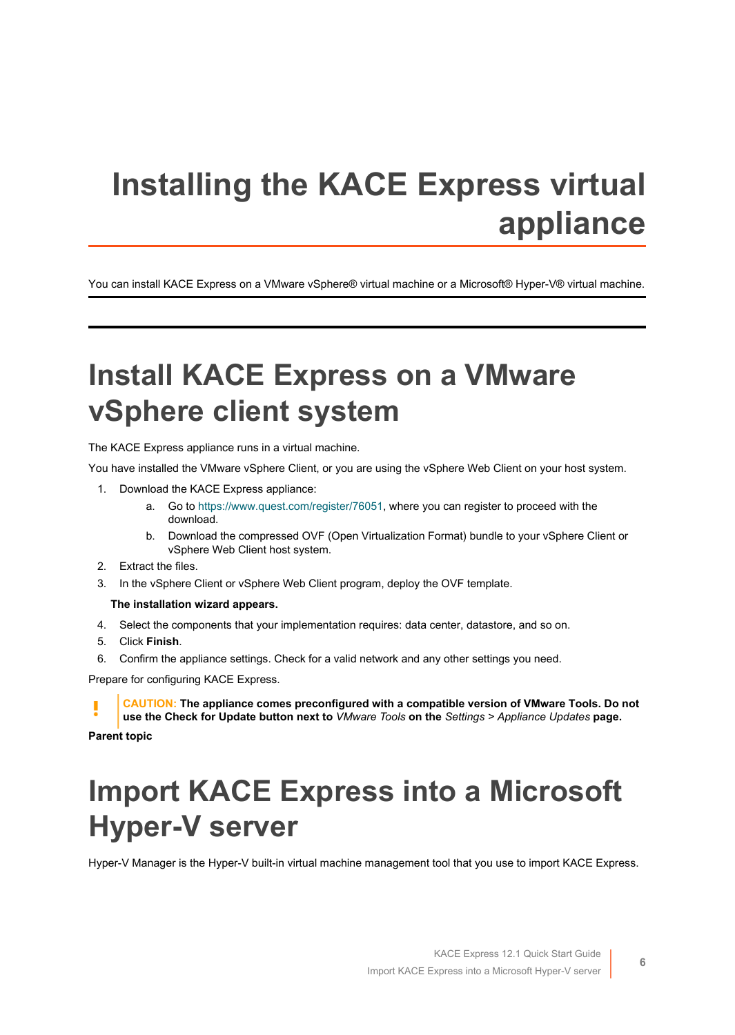# Installing the KACE Express virtual appliance

You can install KACE Express on a VMware vSphere® virtual machine or a Microsoft® Hyper-V® virtual machine.

## Install KACE Express on a VMware vSphere client system

The KACE Express appliance runs in a virtual machine.

You have installed the VMware vSphere Client, or you are using the vSphere Web Client on your host system.

1. Download the KACE Express appliance:
   a. Go to https://www.quest.com/register/76051, where you can register to proceed with the download.
   b. Download the compressed OVF (Open Virtualization Format) bundle to your vSphere Client or vSphere Web Client host system.
2. Extract the files.
3. In the vSphere Client or vSphere Web Client program, deploy the OVF template.

   **The installation wizard appears.**
4. Select the components that your implementation requires: data center, datastore, and so on.
5. Click **Finish**.
6. Confirm the appliance settings. Check for a valid network and any other settings you need.

Prepare for configuring KACE Express.

> **CAUTION: The appliance comes preconfigured with a compatible version of VMware Tools. Do not use the Check for Update button next to *VMware Tools* on the *Settings* > *Appliance Updates* page.**

**Parent topic**

## Import KACE Express into a Microsoft Hyper-V server

Hyper-V Manager is the Hyper-V built-in virtual machine management tool that you use to import KACE Express.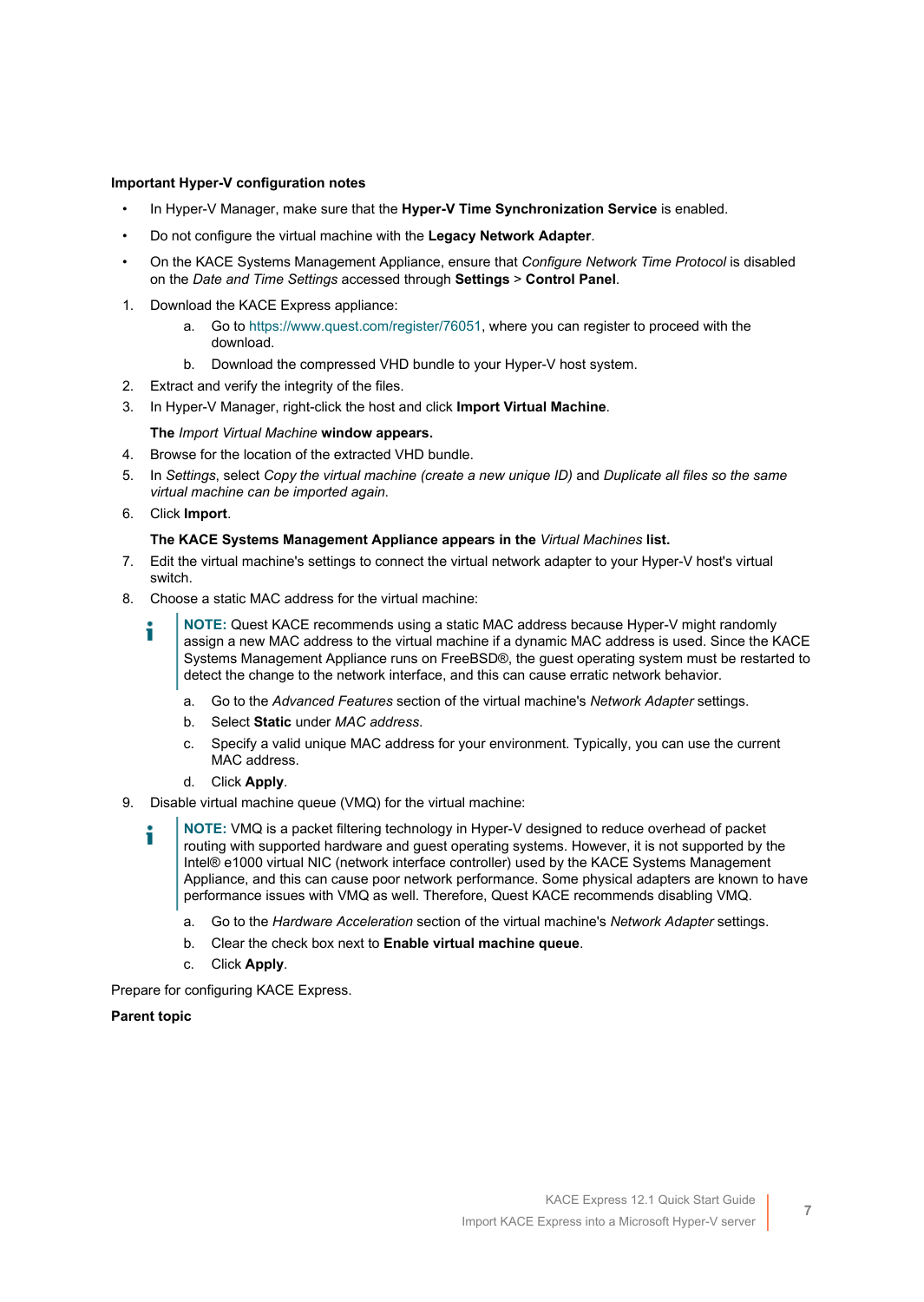**Important Hyper-V configuration notes**

- In Hyper-V Manager, make sure that the **Hyper-V Time Synchronization Service** is enabled.
- Do not configure the virtual machine with the **Legacy Network Adapter**.
- On the KACE Systems Management Appliance, ensure that *Configure Network Time Protocol* is disabled on the *Date and Time Settings* accessed through **Settings** > **Control Panel**.

1. Download the KACE Express appliance:
   a. Go to https://www.quest.com/register/76051, where you can register to proceed with the download.
   b. Download the compressed VHD bundle to your Hyper-V host system.
2. Extract and verify the integrity of the files.
3. In Hyper-V Manager, right-click the host and click **Import Virtual Machine**.

   **The** *Import Virtual Machine* **window appears.**
4. Browse for the location of the extracted VHD bundle.
5. In *Settings*, select *Copy the virtual machine (create a new unique ID)* and *Duplicate all files so the same virtual machine can be imported again*.
6. Click **Import**.

   **The KACE Systems Management Appliance appears in the** *Virtual Machines* **list.**
7. Edit the virtual machine's settings to connect the virtual network adapter to your Hyper-V host's virtual switch.
8. Choose a static MAC address for the virtual machine:

   > **NOTE:** Quest KACE recommends using a static MAC address because Hyper-V might randomly assign a new MAC address to the virtual machine if a dynamic MAC address is used. Since the KACE Systems Management Appliance runs on FreeBSD®, the guest operating system must be restarted to detect the change to the network interface, and this can cause erratic network behavior.

   a. Go to the *Advanced Features* section of the virtual machine's *Network Adapter* settings.
   b. Select **Static** under *MAC address*.
   c. Specify a valid unique MAC address for your environment. Typically, you can use the current MAC address.
   d. Click **Apply**.
9. Disable virtual machine queue (VMQ) for the virtual machine:

   > **NOTE:** VMQ is a packet filtering technology in Hyper-V designed to reduce overhead of packet routing with supported hardware and guest operating systems. However, it is not supported by the Intel® e1000 virtual NIC (network interface controller) used by the KACE Systems Management Appliance, and this can cause poor network performance. Some physical adapters are known to have performance issues with VMQ as well. Therefore, Quest KACE recommends disabling VMQ.

   a. Go to the *Hardware Acceleration* section of the virtual machine's *Network Adapter* settings.
   b. Clear the check box next to **Enable virtual machine queue**.
   c. Click **Apply**.

Prepare for configuring KACE Express.

**Parent topic**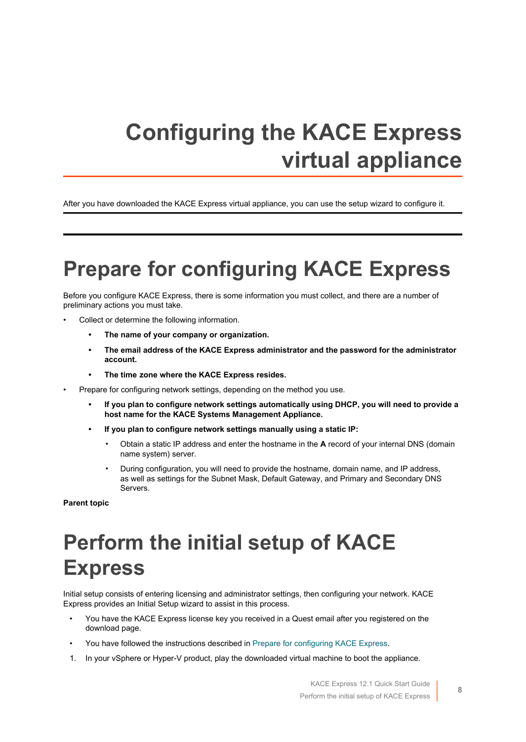# Configuring the KACE Express virtual appliance

After you have downloaded the KACE Express virtual appliance, you can use the setup wizard to configure it.

## Prepare for configuring KACE Express

Before you configure KACE Express, there is some information you must collect, and there are a number of preliminary actions you must take.

- Collect or determine the following information.
  - **The name of your company or organization.**
  - **The email address of the KACE Express administrator and the password for the administrator account.**
  - **The time zone where the KACE Express resides.**
- Prepare for configuring network settings, depending on the method you use.
  - **If you plan to configure network settings automatically using DHCP, you will need to provide a host name for the KACE Systems Management Appliance.**
  - **If you plan to configure network settings manually using a static IP:**
    - Obtain a static IP address and enter the hostname in the **A** record of your internal DNS (domain name system) server.
    - During configuration, you will need to provide the hostname, domain name, and IP address, as well as settings for the Subnet Mask, Default Gateway, and Primary and Secondary DNS Servers.

**Parent topic**

## Perform the initial setup of KACE Express

Initial setup consists of entering licensing and administrator settings, then configuring your network. KACE Express provides an Initial Setup wizard to assist in this process.

- You have the KACE Express license key you received in a Quest email after you registered on the download page.
- You have followed the instructions described in Prepare for configuring KACE Express.

1. In your vSphere or Hyper-V product, play the downloaded virtual machine to boot the appliance.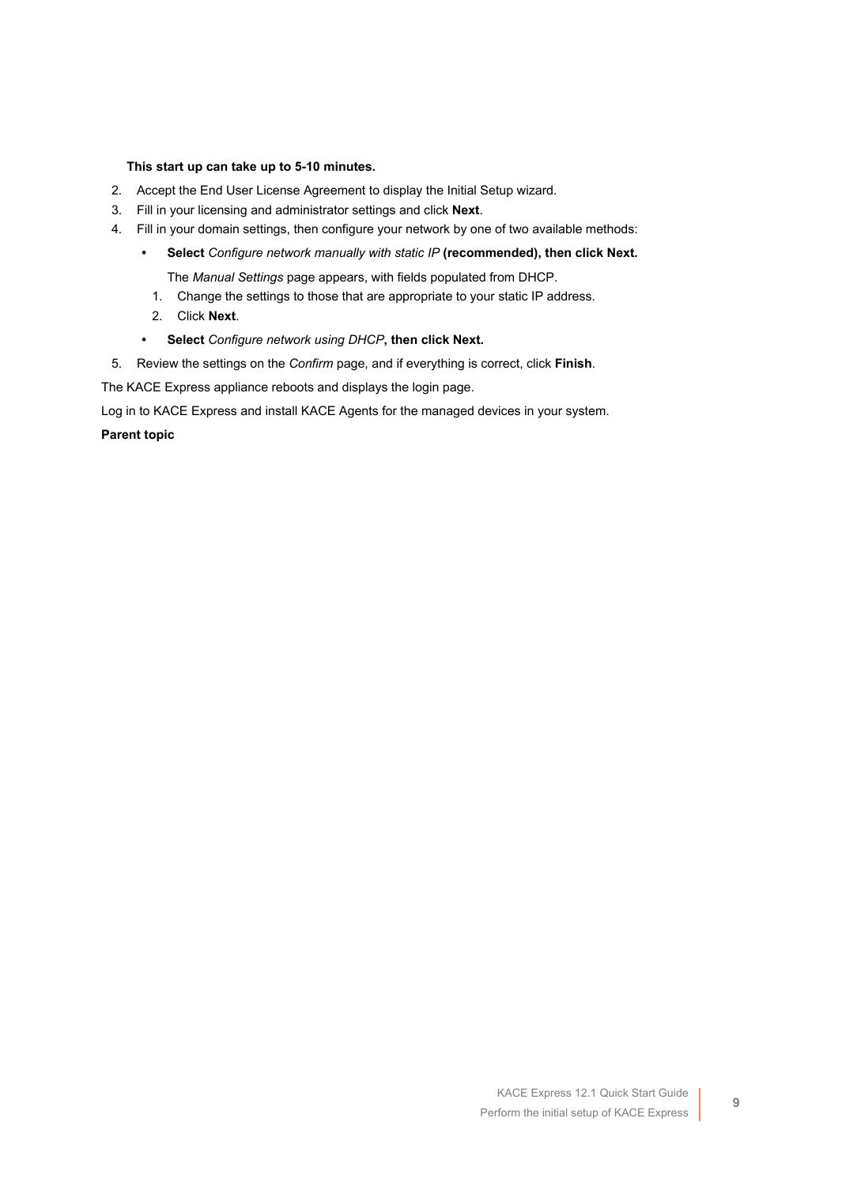**This start up can take up to 5-10 minutes.**

2. Accept the End User License Agreement to display the Initial Setup wizard.
3. Fill in your licensing and administrator settings and click **Next**.
4. Fill in your domain settings, then configure your network by one of two available methods:
   - **Select** *Configure network manually with static IP* **(recommended), then click Next.**

     The *Manual Settings* page appears, with fields populated from DHCP.

     1. Change the settings to those that are appropriate to your static IP address.
     2. Click **Next**.
   - **Select** *Configure network using DHCP***, then click Next.**
5. Review the settings on the *Confirm* page, and if everything is correct, click **Finish**.

The KACE Express appliance reboots and displays the login page.

Log in to KACE Express and install KACE Agents for the managed devices in your system.

**Parent topic**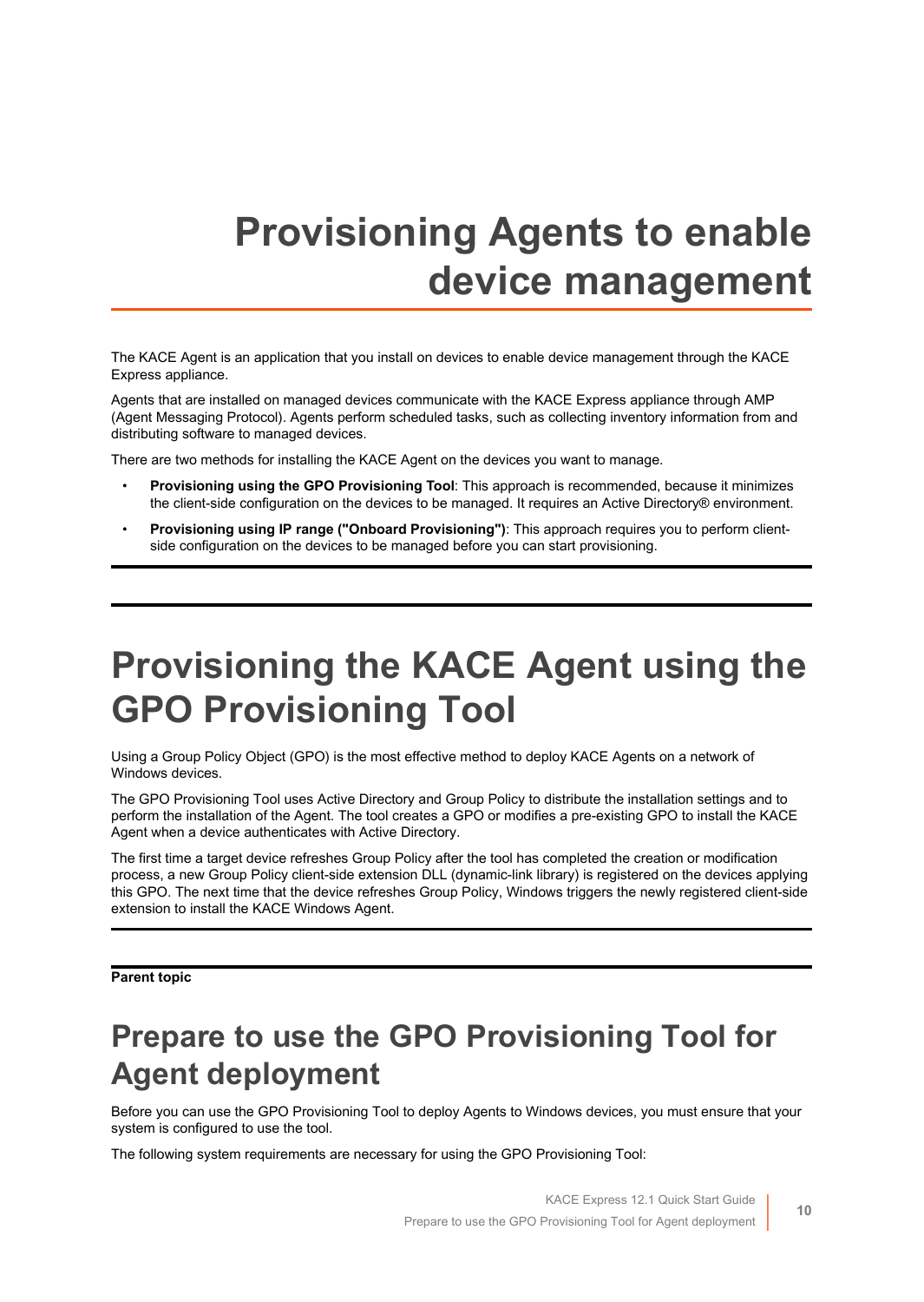# Provisioning Agents to enable device management

The KACE Agent is an application that you install on devices to enable device management through the KACE Express appliance.

Agents that are installed on managed devices communicate with the KACE Express appliance through AMP (Agent Messaging Protocol). Agents perform scheduled tasks, such as collecting inventory information from and distributing software to managed devices.

There are two methods for installing the KACE Agent on the devices you want to manage.

- **Provisioning using the GPO Provisioning Tool**: This approach is recommended, because it minimizes the client-side configuration on the devices to be managed. It requires an Active Directory® environment.
- **Provisioning using IP range ("Onboard Provisioning")**: This approach requires you to perform client-side configuration on the devices to be managed before you can start provisioning.

# Provisioning the KACE Agent using the GPO Provisioning Tool

Using a Group Policy Object (GPO) is the most effective method to deploy KACE Agents on a network of Windows devices.

The GPO Provisioning Tool uses Active Directory and Group Policy to distribute the installation settings and to perform the installation of the Agent. The tool creates a GPO or modifies a pre-existing GPO to install the KACE Agent when a device authenticates with Active Directory.

The first time a target device refreshes Group Policy after the tool has completed the creation or modification process, a new Group Policy client-side extension DLL (dynamic-link library) is registered on the devices applying this GPO. The next time that the device refreshes Group Policy, Windows triggers the newly registered client-side extension to install the KACE Windows Agent.

**Parent topic**

## Prepare to use the GPO Provisioning Tool for Agent deployment

Before you can use the GPO Provisioning Tool to deploy Agents to Windows devices, you must ensure that your system is configured to use the tool.

The following system requirements are necessary for using the GPO Provisioning Tool: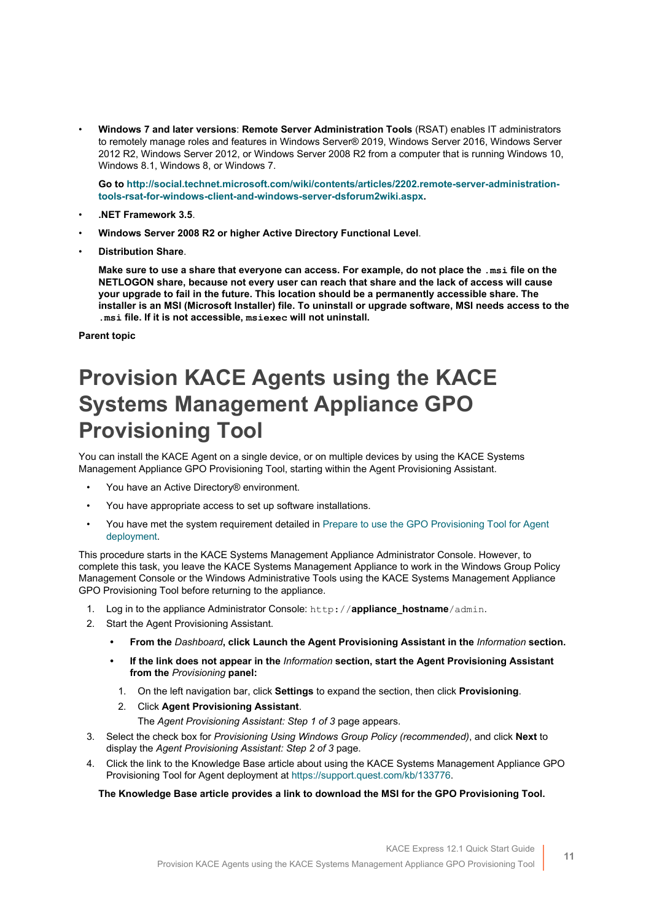- **Windows 7 and later versions**: **Remote Server Administration Tools** (RSAT) enables IT administrators to remotely manage roles and features in Windows Server® 2019, Windows Server 2016, Windows Server 2012 R2, Windows Server 2012, or Windows Server 2008 R2 from a computer that is running Windows 10, Windows 8.1, Windows 8, or Windows 7.

  **Go to http://social.technet.microsoft.com/wiki/contents/articles/2202.remote-server-administration-tools-rsat-for-windows-client-and-windows-server-dsforum2wiki.aspx.**

- **.NET Framework 3.5**.
- **Windows Server 2008 R2 or higher Active Directory Functional Level**.
- **Distribution Share**.

  **Make sure to use a share that everyone can access. For example, do not place the `.msi` file on the NETLOGON share, because not every user can reach that share and the lack of access will cause your upgrade to fail in the future. This location should be a permanently accessible share. The installer is an MSI (Microsoft Installer) file. To uninstall or upgrade software, MSI needs access to the `.msi` file. If it is not accessible, `msiexec` will not uninstall.**

**Parent topic**

# Provision KACE Agents using the KACE Systems Management Appliance GPO Provisioning Tool

You can install the KACE Agent on a single device, or on multiple devices by using the KACE Systems Management Appliance GPO Provisioning Tool, starting within the Agent Provisioning Assistant.

- You have an Active Directory® environment.
- You have appropriate access to set up software installations.
- You have met the system requirement detailed in Prepare to use the GPO Provisioning Tool for Agent deployment.

This procedure starts in the KACE Systems Management Appliance Administrator Console. However, to complete this task, you leave the KACE Systems Management Appliance to work in the Windows Group Policy Management Console or the Windows Administrative Tools using the KACE Systems Management Appliance GPO Provisioning Tool before returning to the appliance.

1. Log in to the appliance Administrator Console: `http://`**appliance_hostname**`/admin`.
2. Start the Agent Provisioning Assistant.
   - **From the** ***Dashboard*****, click Launch the Agent Provisioning Assistant in the** ***Information*** **section.**
   - **If the link does not appear in the** ***Information*** **section, start the Agent Provisioning Assistant from the** ***Provisioning*** **panel:**
     1. On the left navigation bar, click **Settings** to expand the section, then click **Provisioning**.
     2. Click **Agent Provisioning Assistant**.

        The *Agent Provisioning Assistant: Step 1 of 3* page appears.
3. Select the check box for *Provisioning Using Windows Group Policy (recommended)*, and click **Next** to display the *Agent Provisioning Assistant: Step 2 of 3* page.
4. Click the link to the Knowledge Base article about using the KACE Systems Management Appliance GPO Provisioning Tool for Agent deployment at https://support.quest.com/kb/133776.

   **The Knowledge Base article provides a link to download the MSI for the GPO Provisioning Tool.**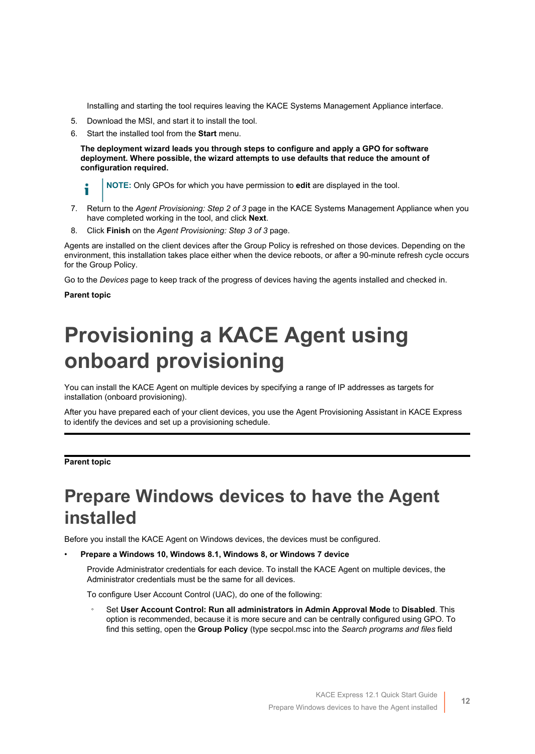Installing and starting the tool requires leaving the KACE Systems Management Appliance interface.

5. Download the MSI, and start it to install the tool.
6. Start the installed tool from the **Start** menu.

   **The deployment wizard leads you through steps to configure and apply a GPO for software deployment. Where possible, the wizard attempts to use defaults that reduce the amount of configuration required.**

   **NOTE:** Only GPOs for which you have permission to **edit** are displayed in the tool.

7. Return to the *Agent Provisioning: Step 2 of 3* page in the KACE Systems Management Appliance when you have completed working in the tool, and click **Next**.
8. Click **Finish** on the *Agent Provisioning: Step 3 of 3* page.

Agents are installed on the client devices after the Group Policy is refreshed on those devices. Depending on the environment, this installation takes place either when the device reboots, or after a 90-minute refresh cycle occurs for the Group Policy.

Go to the *Devices* page to keep track of the progress of devices having the agents installed and checked in.

**Parent topic**

# Provisioning a KACE Agent using onboard provisioning

You can install the KACE Agent on multiple devices by specifying a range of IP addresses as targets for installation (onboard provisioning).

After you have prepared each of your client devices, you use the Agent Provisioning Assistant in KACE Express to identify the devices and set up a provisioning schedule.

**Parent topic**

## Prepare Windows devices to have the Agent installed

Before you install the KACE Agent on Windows devices, the devices must be configured.

- **Prepare a Windows 10, Windows 8.1, Windows 8, or Windows 7 device**

  Provide Administrator credentials for each device. To install the KACE Agent on multiple devices, the Administrator credentials must be the same for all devices.

  To configure User Account Control (UAC), do one of the following:

  - Set **User Account Control: Run all administrators in Admin Approval Mode** to **Disabled**. This option is recommended, because it is more secure and can be centrally configured using GPO. To find this setting, open the **Group Policy** (type secpol.msc into the *Search programs and files* field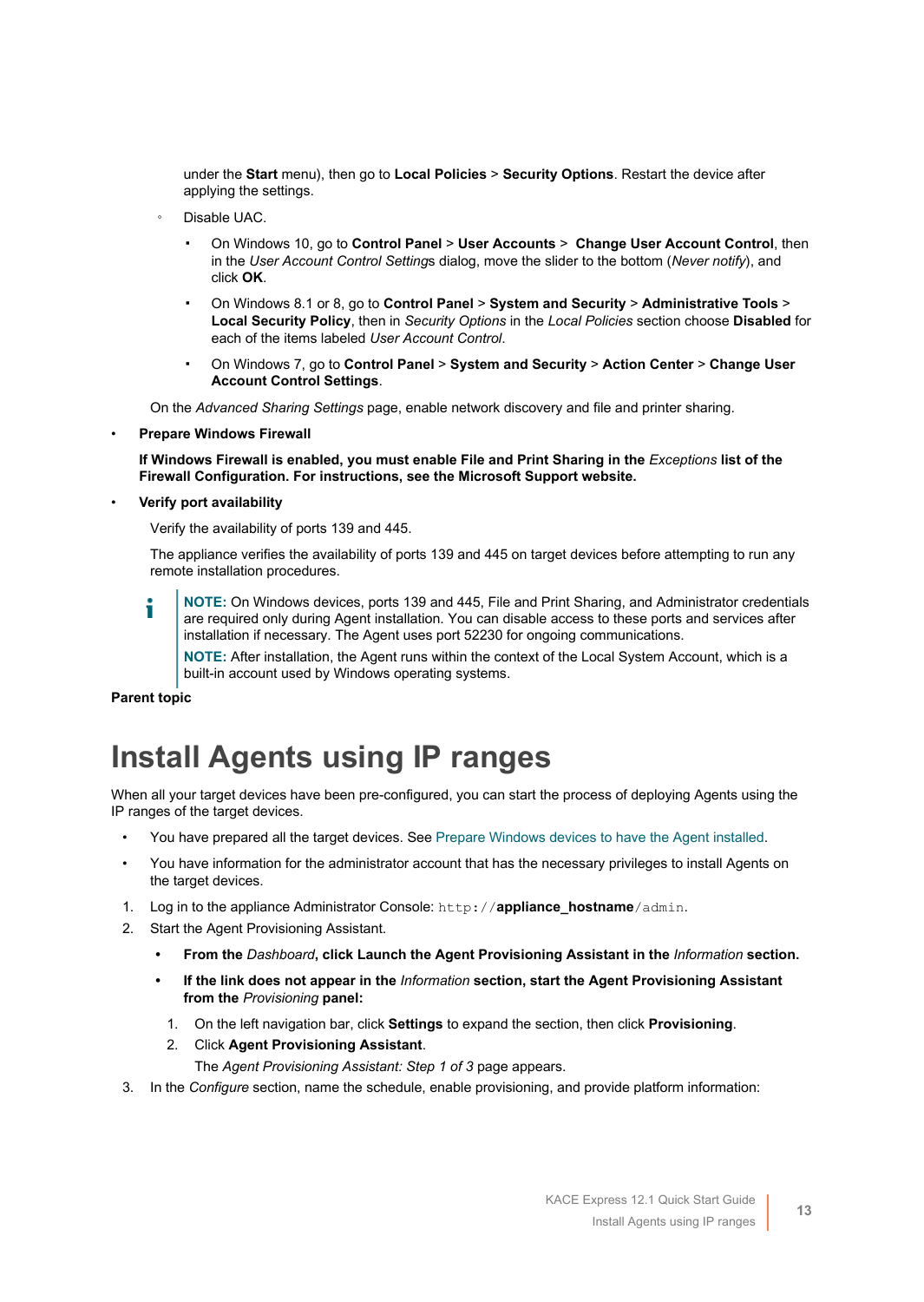under the **Start** menu), then go to **Local Policies** > **Security Options**. Restart the device after applying the settings.

    - Disable UAC.
        - On Windows 10, go to **Control Panel** > **User Accounts** > **Change User Account Control**, then in the *User Account Control Settings* dialog, move the slider to the bottom (*Never notify*), and click **OK**.
        - On Windows 8.1 or 8, go to **Control Panel** > **System and Security** > **Administrative Tools** > **Local Security Policy**, then in *Security Options* in the *Local Policies* section choose **Disabled** for each of the items labeled *User Account Control*.
        - On Windows 7, go to **Control Panel** > **System and Security** > **Action Center** > **Change User Account Control Settings**.

  On the *Advanced Sharing Settings* page, enable network discovery and file and printer sharing.

- **Prepare Windows Firewall**

  **If Windows Firewall is enabled, you must enable File and Print Sharing in the *Exceptions* list of the Firewall Configuration. For instructions, see the Microsoft Support website.**

- **Verify port availability**

  Verify the availability of ports 139 and 445.

  The appliance verifies the availability of ports 139 and 445 on target devices before attempting to run any remote installation procedures.

  **NOTE:** On Windows devices, ports 139 and 445, File and Print Sharing, and Administrator credentials are required only during Agent installation. You can disable access to these ports and services after installation if necessary. The Agent uses port 52230 for ongoing communications.

  **NOTE:** After installation, the Agent runs within the context of the Local System Account, which is a built-in account used by Windows operating systems.

**Parent topic**

# Install Agents using IP ranges

When all your target devices have been pre-configured, you can start the process of deploying Agents using the IP ranges of the target devices.

- You have prepared all the target devices. See Prepare Windows devices to have the Agent installed.
- You have information for the administrator account that has the necessary privileges to install Agents on the target devices.

1. Log in to the appliance Administrator Console: `http://`**appliance_hostname**`/admin`.
2. Start the Agent Provisioning Assistant.
    - **From the *Dashboard*, click Launch the Agent Provisioning Assistant in the *Information* section.**
    - **If the link does not appear in the *Information* section, start the Agent Provisioning Assistant from the *Provisioning* panel:**
        1. On the left navigation bar, click **Settings** to expand the section, then click **Provisioning**.
        2. Click **Agent Provisioning Assistant**.

           The *Agent Provisioning Assistant: Step 1 of 3* page appears.
3. In the *Configure* section, name the schedule, enable provisioning, and provide platform information: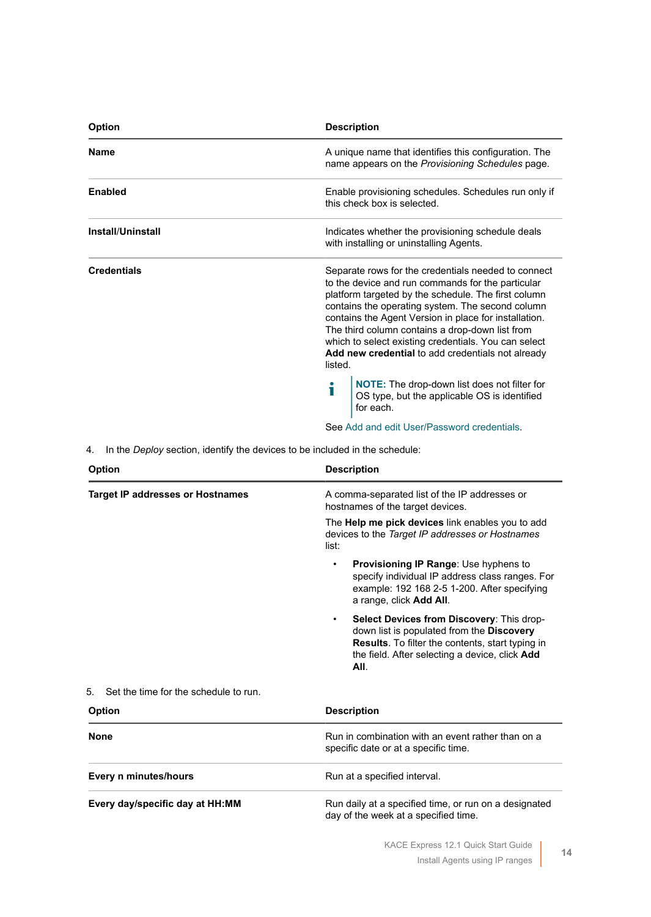| Option | Description |
| --- | --- |
| **Name** | A unique name that identifies this configuration. The name appears on the *Provisioning Schedules* page. |
| **Enabled** | Enable provisioning schedules. Schedules run only if this check box is selected. |
| **Install/Uninstall** | Indicates whether the provisioning schedule deals with installing or uninstalling Agents. |
| **Credentials** | Separate rows for the credentials needed to connect to the device and run commands for the particular platform targeted by the schedule. The first column contains the operating system. The second column contains the Agent Version in place for installation. The third column contains a drop-down list from which to select existing credentials. You can select **Add new credential** to add credentials not already listed. **NOTE:** The drop-down list does not filter for OS type, but the applicable OS is identified for each. See Add and edit User/Password credentials. |

4. In the *Deploy* section, identify the devices to be included in the schedule:

| Option | Description |
| --- | --- |
| **Target IP addresses or Hostnames** | A comma-separated list of the IP addresses or hostnames of the target devices. The **Help me pick devices** link enables you to add devices to the *Target IP addresses or Hostnames* list: • **Provisioning IP Range**: Use hyphens to specify individual IP address class ranges. For example: 192 168 2-5 1-200. After specifying a range, click **Add All**. • **Select Devices from Discovery**: This drop-down list is populated from the **Discovery Results**. To filter the contents, start typing in the field. After selecting a device, click **Add All**. |

5. Set the time for the schedule to run.

| Option | Description |
| --- | --- |
| **None** | Run in combination with an event rather than on a specific date or at a specific time. |
| **Every n minutes/hours** | Run at a specified interval. |
| **Every day/specific day at HH:MM** | Run daily at a specified time, or run on a designated day of the week at a specified time. |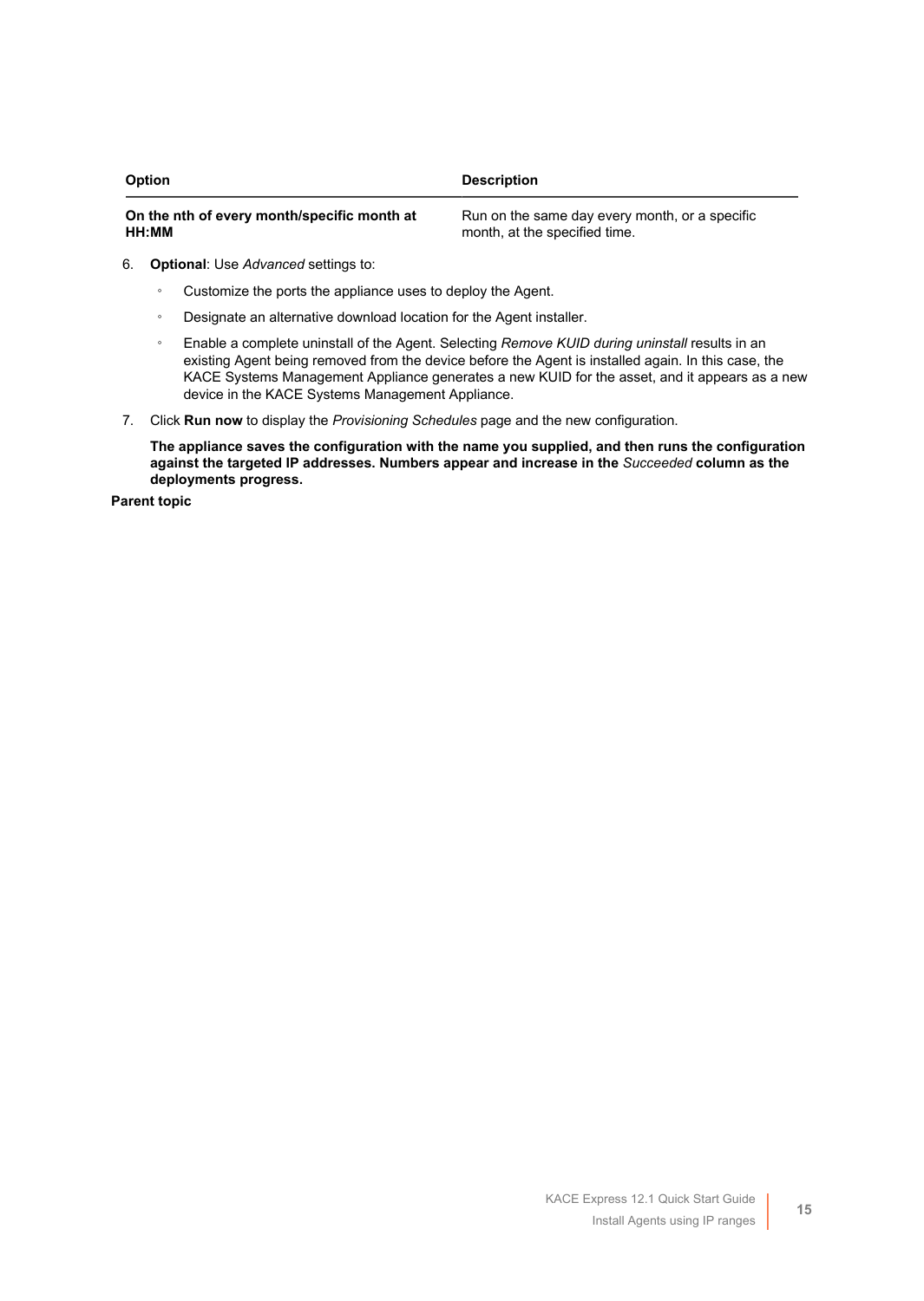| Option | Description |
| --- | --- |
| **On the nth of every month/specific month at HH:MM** | Run on the same day every month, or a specific month, at the specified time. |

6. **Optional**: Use *Advanced* settings to:
   - Customize the ports the appliance uses to deploy the Agent.
   - Designate an alternative download location for the Agent installer.
   - Enable a complete uninstall of the Agent. Selecting *Remove KUID during uninstall* results in an existing Agent being removed from the device before the Agent is installed again. In this case, the KACE Systems Management Appliance generates a new KUID for the asset, and it appears as a new device in the KACE Systems Management Appliance.
7. Click **Run now** to display the *Provisioning Schedules* page and the new configuration.

   **The appliance saves the configuration with the name you supplied, and then runs the configuration against the targeted IP addresses. Numbers appear and increase in the** *Succeeded* **column as the deployments progress.**

**Parent topic**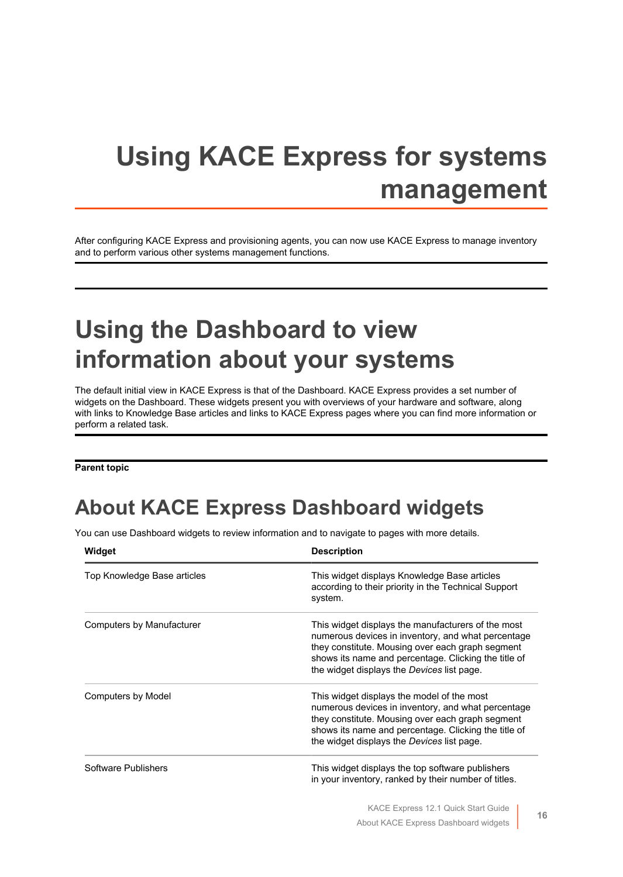# Using KACE Express for systems management

After configuring KACE Express and provisioning agents, you can now use KACE Express to manage inventory and to perform various other systems management functions.

# Using the Dashboard to view information about your systems

The default initial view in KACE Express is that of the Dashboard. KACE Express provides a set number of widgets on the Dashboard. These widgets present you with overviews of your hardware and software, along with links to Knowledge Base articles and links to KACE Express pages where you can find more information or perform a related task.

**Parent topic**

## About KACE Express Dashboard widgets

You can use Dashboard widgets to review information and to navigate to pages with more details.

| Widget | Description |
|---|---|
| Top Knowledge Base articles | This widget displays Knowledge Base articles according to their priority in the Technical Support system. |
| Computers by Manufacturer | This widget displays the manufacturers of the most numerous devices in inventory, and what percentage they constitute. Mousing over each graph segment shows its name and percentage. Clicking the title of the widget displays the *Devices* list page. |
| Computers by Model | This widget displays the model of the most numerous devices in inventory, and what percentage they constitute. Mousing over each graph segment shows its name and percentage. Clicking the title of the widget displays the *Devices* list page. |
| Software Publishers | This widget displays the top software publishers in your inventory, ranked by their number of titles. |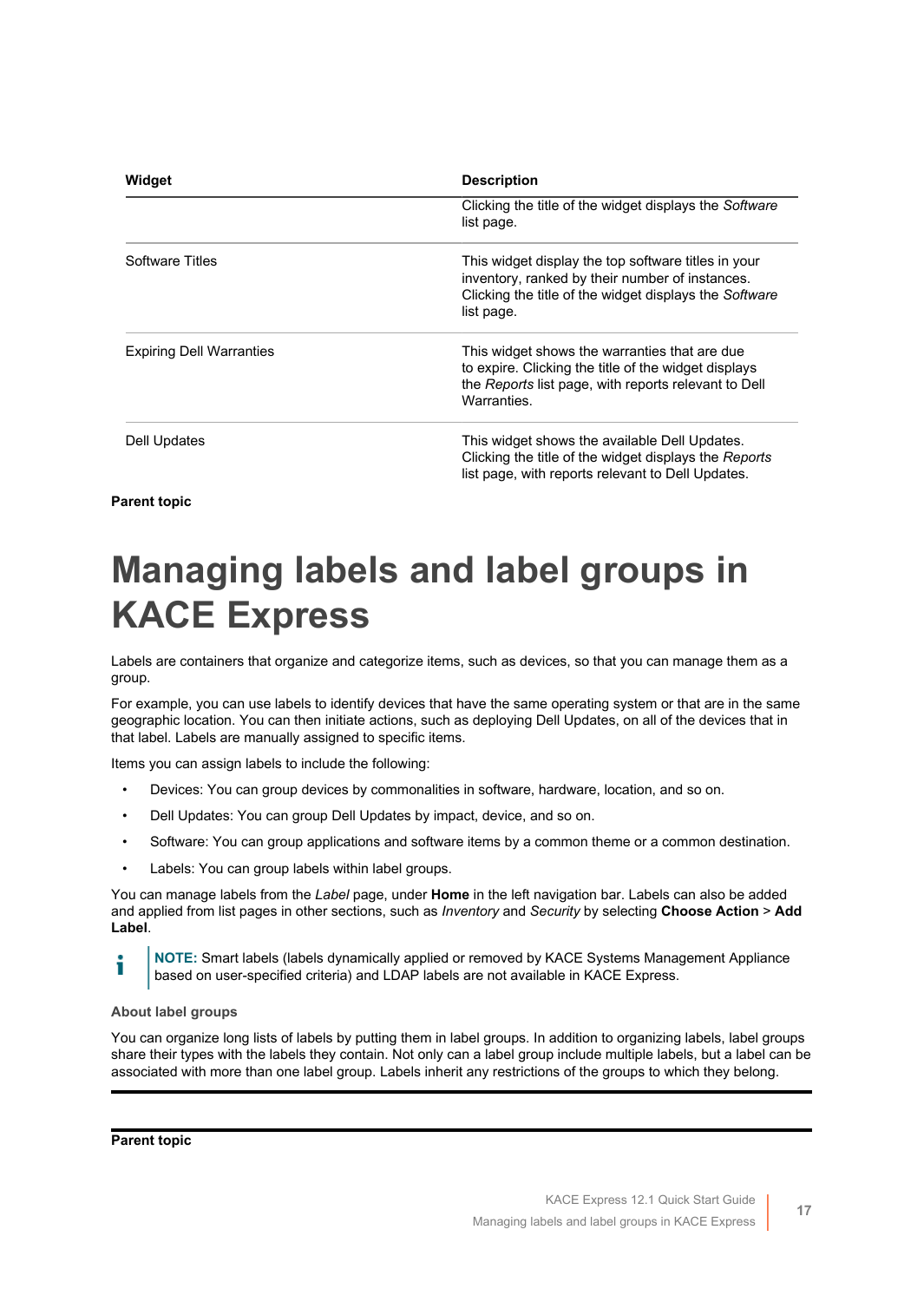| Widget | Description |
| --- | --- |
| | Clicking the title of the widget displays the *Software* list page. |
| Software Titles | This widget display the top software titles in your inventory, ranked by their number of instances. Clicking the title of the widget displays the *Software* list page. |
| Expiring Dell Warranties | This widget shows the warranties that are due to expire. Clicking the title of the widget displays the *Reports* list page, with reports relevant to Dell Warranties. |
| Dell Updates | This widget shows the available Dell Updates. Clicking the title of the widget displays the *Reports* list page, with reports relevant to Dell Updates. |

**Parent topic**

# Managing labels and label groups in KACE Express

Labels are containers that organize and categorize items, such as devices, so that you can manage them as a group.

For example, you can use labels to identify devices that have the same operating system or that are in the same geographic location. You can then initiate actions, such as deploying Dell Updates, on all of the devices that in that label. Labels are manually assigned to specific items.

Items you can assign labels to include the following:

- Devices: You can group devices by commonalities in software, hardware, location, and so on.
- Dell Updates: You can group Dell Updates by impact, device, and so on.
- Software: You can group applications and software items by a common theme or a common destination.
- Labels: You can group labels within label groups.

You can manage labels from the *Label* page, under **Home** in the left navigation bar. Labels can also be added and applied from list pages in other sections, such as *Inventory* and *Security* by selecting **Choose Action** > **Add Label**.

**NOTE:** Smart labels (labels dynamically applied or removed by KACE Systems Management Appliance based on user-specified criteria) and LDAP labels are not available in KACE Express.

#### About label groups

You can organize long lists of labels by putting them in label groups. In addition to organizing labels, label groups share their types with the labels they contain. Not only can a label group include multiple labels, but a label can be associated with more than one label group. Labels inherit any restrictions of the groups to which they belong.

**Parent topic**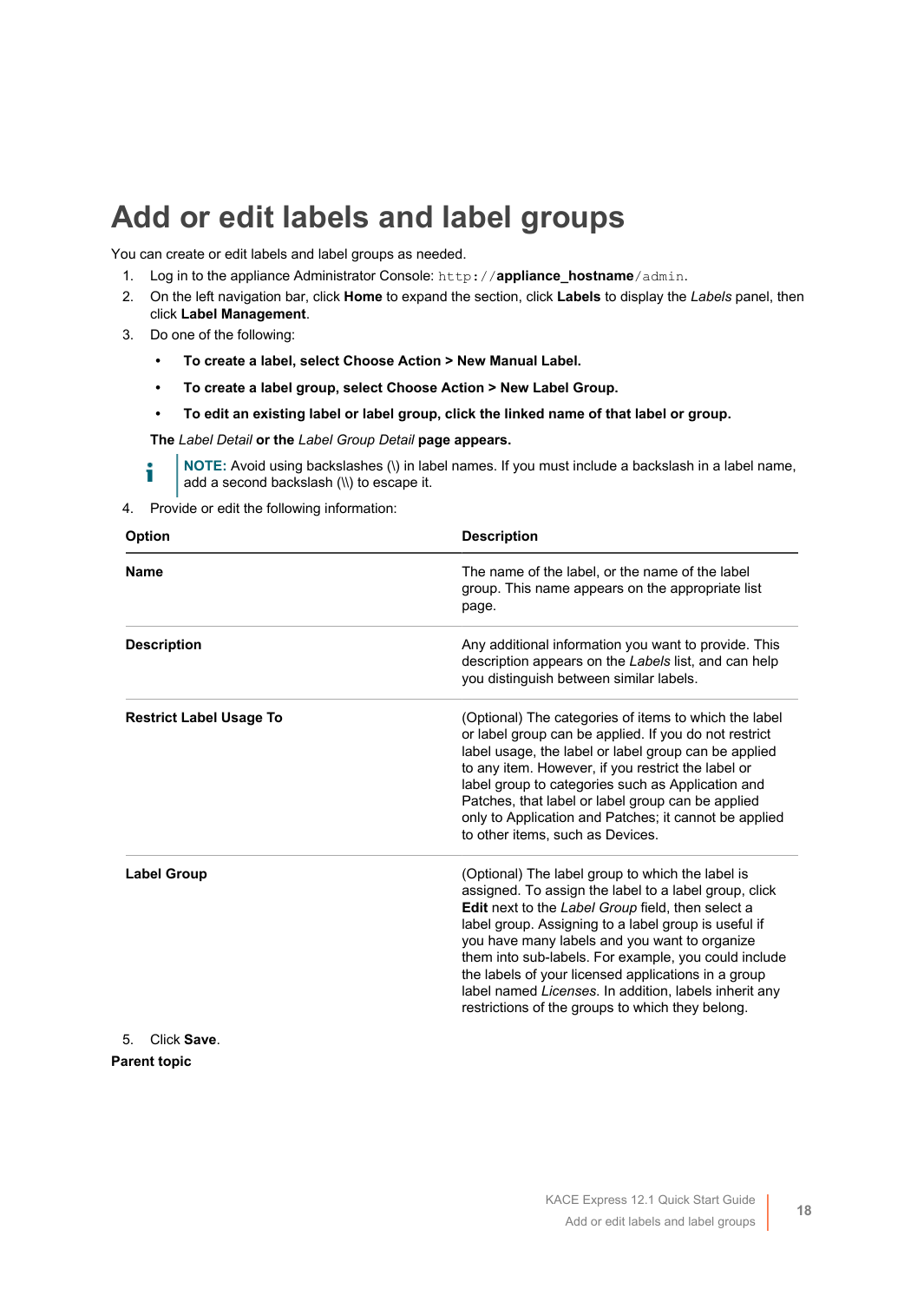# Add or edit labels and label groups

You can create or edit labels and label groups as needed.

1. Log in to the appliance Administrator Console: `http://`**appliance_hostname**`/admin`.
2. On the left navigation bar, click **Home** to expand the section, click **Labels** to display the *Labels* panel, then click **Label Management**.
3. Do one of the following:
   - **To create a label, select Choose Action > New Manual Label.**
   - **To create a label group, select Choose Action > New Label Group.**
   - **To edit an existing label or label group, click the linked name of that label or group.**

   **The** *Label Detail* **or the** *Label Group Detail* **page appears.**

   **NOTE:** Avoid using backslashes (\) in label names. If you must include a backslash in a label name, add a second backslash (\\) to escape it.

4. Provide or edit the following information:

| Option | Description |
|---|---|
| **Name** | The name of the label, or the name of the label group. This name appears on the appropriate list page. |
| **Description** | Any additional information you want to provide. This description appears on the *Labels* list, and can help you distinguish between similar labels. |
| **Restrict Label Usage To** | (Optional) The categories of items to which the label or label group can be applied. If you do not restrict label usage, the label or label group can be applied to any item. However, if you restrict the label or label group to categories such as Application and Patches, that label or label group can be applied only to Application and Patches; it cannot be applied to other items, such as Devices. |
| **Label Group** | (Optional) The label group to which the label is assigned. To assign the label to a label group, click **Edit** next to the *Label Group* field, then select a label group. Assigning to a label group is useful if you have many labels and you want to organize them into sub-labels. For example, you could include the labels of your licensed applications in a group label named *Licenses*. In addition, labels inherit any restrictions of the groups to which they belong. |

5. Click **Save**.

**Parent topic**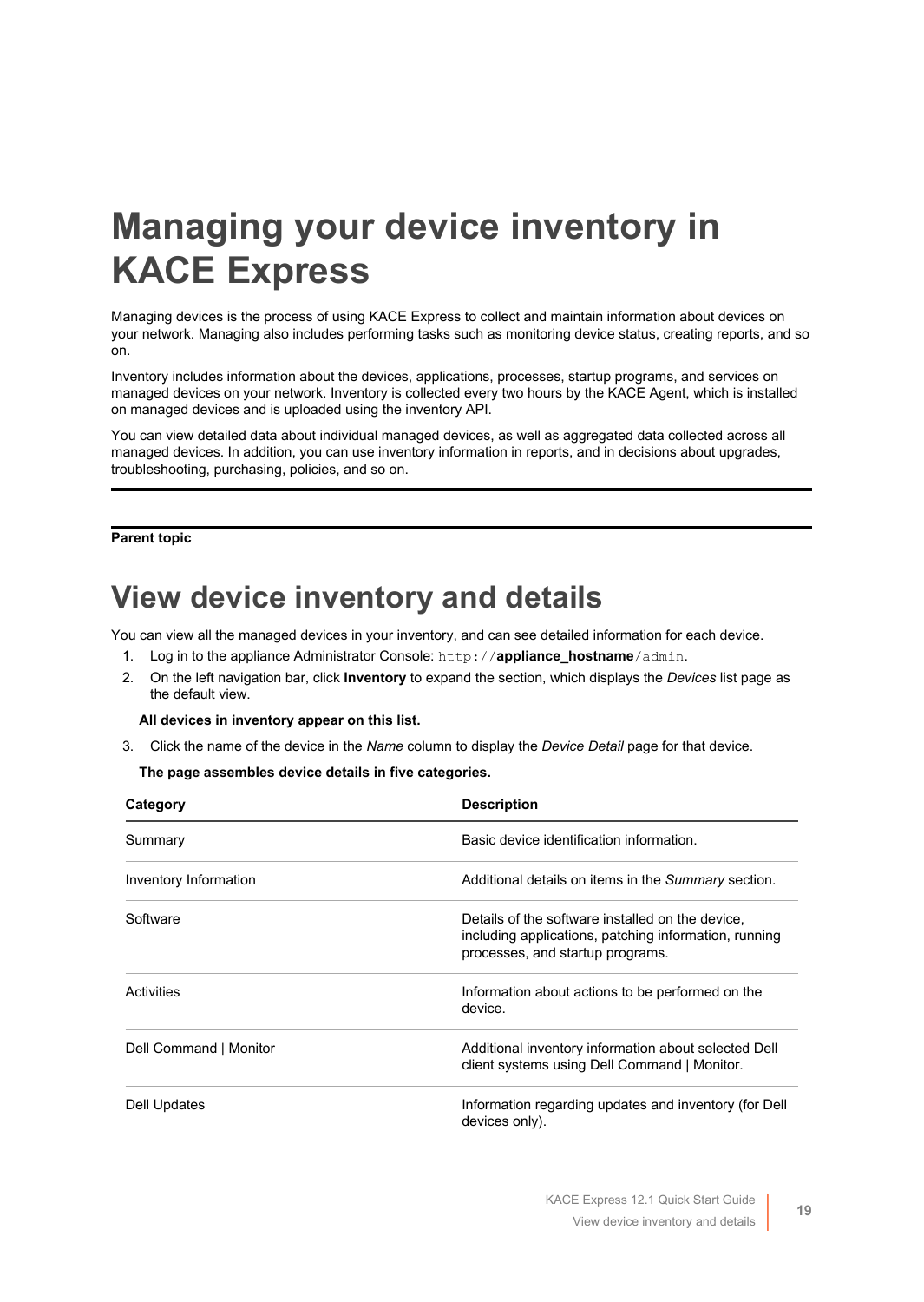# Managing your device inventory in KACE Express

Managing devices is the process of using KACE Express to collect and maintain information about devices on your network. Managing also includes performing tasks such as monitoring device status, creating reports, and so on.

Inventory includes information about the devices, applications, processes, startup programs, and services on managed devices on your network. Inventory is collected every two hours by the KACE Agent, which is installed on managed devices and is uploaded using the inventory API.

You can view detailed data about individual managed devices, as well as aggregated data collected across all managed devices. In addition, you can use inventory information in reports, and in decisions about upgrades, troubleshooting, purchasing, policies, and so on.

---

**Parent topic**

## View device inventory and details

You can view all the managed devices in your inventory, and can see detailed information for each device.

1. Log in to the appliance Administrator Console: `http://`**appliance_hostname**`/admin`.
2. On the left navigation bar, click **Inventory** to expand the section, which displays the *Devices* list page as the default view.

   **All devices in inventory appear on this list.**

3. Click the name of the device in the *Name* column to display the *Device Detail* page for that device.

   **The page assembles device details in five categories.**

| Category | Description |
|---|---|
| Summary | Basic device identification information. |
| Inventory Information | Additional details on items in the *Summary* section. |
| Software | Details of the software installed on the device, including applications, patching information, running processes, and startup programs. |
| Activities | Information about actions to be performed on the device. |
| Dell Command \| Monitor | Additional inventory information about selected Dell client systems using Dell Command \| Monitor. |
| Dell Updates | Information regarding updates and inventory (for Dell devices only). |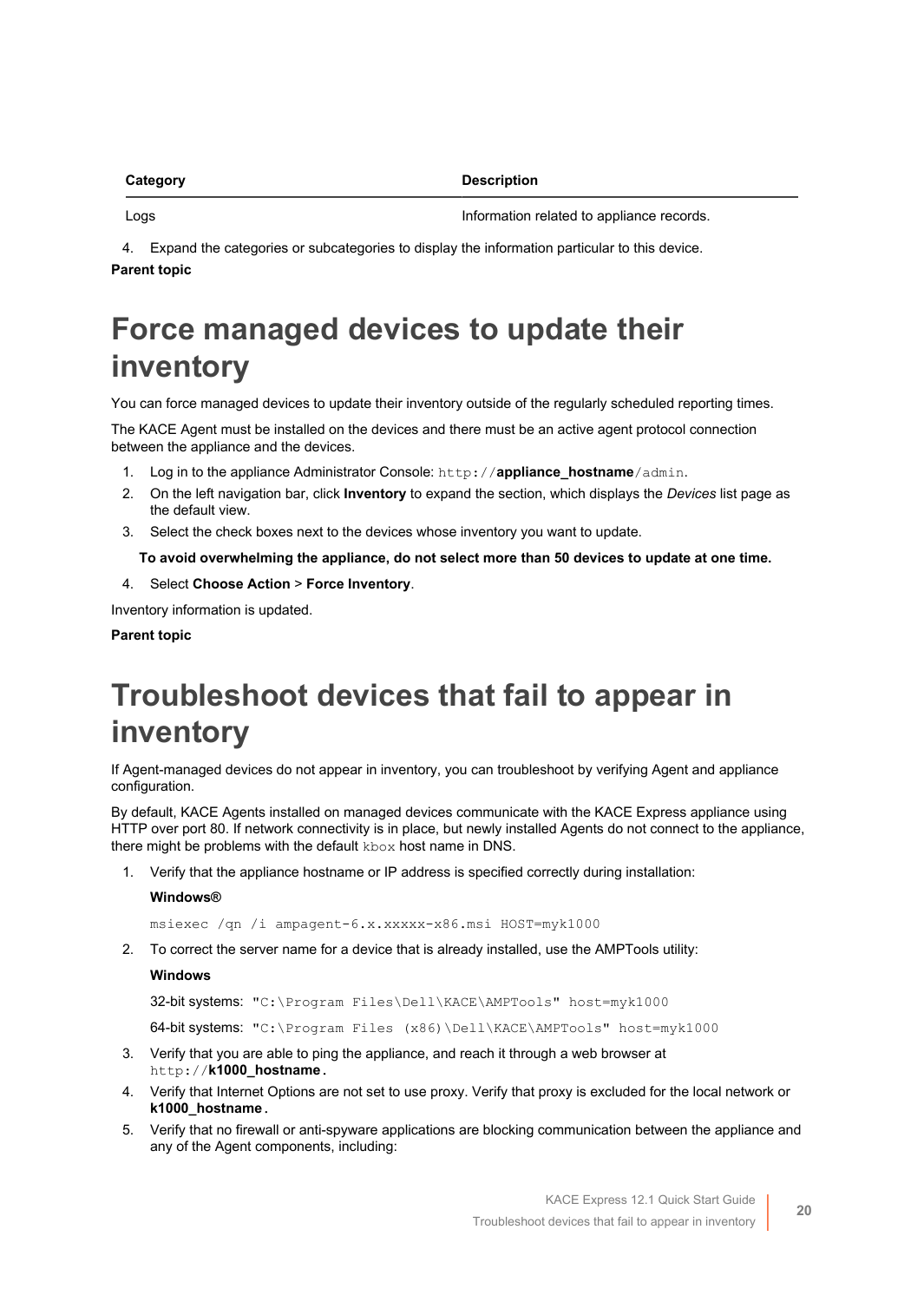| Category | Description |
| --- | --- |
| Logs | Information related to appliance records. |

4. Expand the categories or subcategories to display the information particular to this device.

**Parent topic**

# Force managed devices to update their inventory

You can force managed devices to update their inventory outside of the regularly scheduled reporting times.

The KACE Agent must be installed on the devices and there must be an active agent protocol connection between the appliance and the devices.

1. Log in to the appliance Administrator Console: `http://`**`appliance_hostname`**`/admin`.
2. On the left navigation bar, click **Inventory** to expand the section, which displays the *Devices* list page as the default view.
3. Select the check boxes next to the devices whose inventory you want to update.

   **To avoid overwhelming the appliance, do not select more than 50 devices to update at one time.**

4. Select **Choose Action** > **Force Inventory**.

Inventory information is updated.

**Parent topic**

# Troubleshoot devices that fail to appear in inventory

If Agent-managed devices do not appear in inventory, you can troubleshoot by verifying Agent and appliance configuration.

By default, KACE Agents installed on managed devices communicate with the KACE Express appliance using HTTP over port 80. If network connectivity is in place, but newly installed Agents do not connect to the appliance, there might be problems with the default `kbox` host name in DNS.

1. Verify that the appliance hostname or IP address is specified correctly during installation:

   **Windows®**

   ```
   msiexec /qn /i ampagent-6.x.xxxxx-x86.msi HOST=myk1000
   ```

2. To correct the server name for a device that is already installed, use the AMPTools utility:

   **Windows**

   32-bit systems: `"C:\Program Files\Dell\KACE\AMPTools" host=myk1000`

   64-bit systems: `"C:\Program Files (x86)\Dell\KACE\AMPTools" host=myk1000`

3. Verify that you are able to ping the appliance, and reach it through a web browser at `http://`**`k1000_hostname`**.
4. Verify that Internet Options are not set to use proxy. Verify that proxy is excluded for the local network or **k1000_hostname**.
5. Verify that no firewall or anti-spyware applications are blocking communication between the appliance and any of the Agent components, including: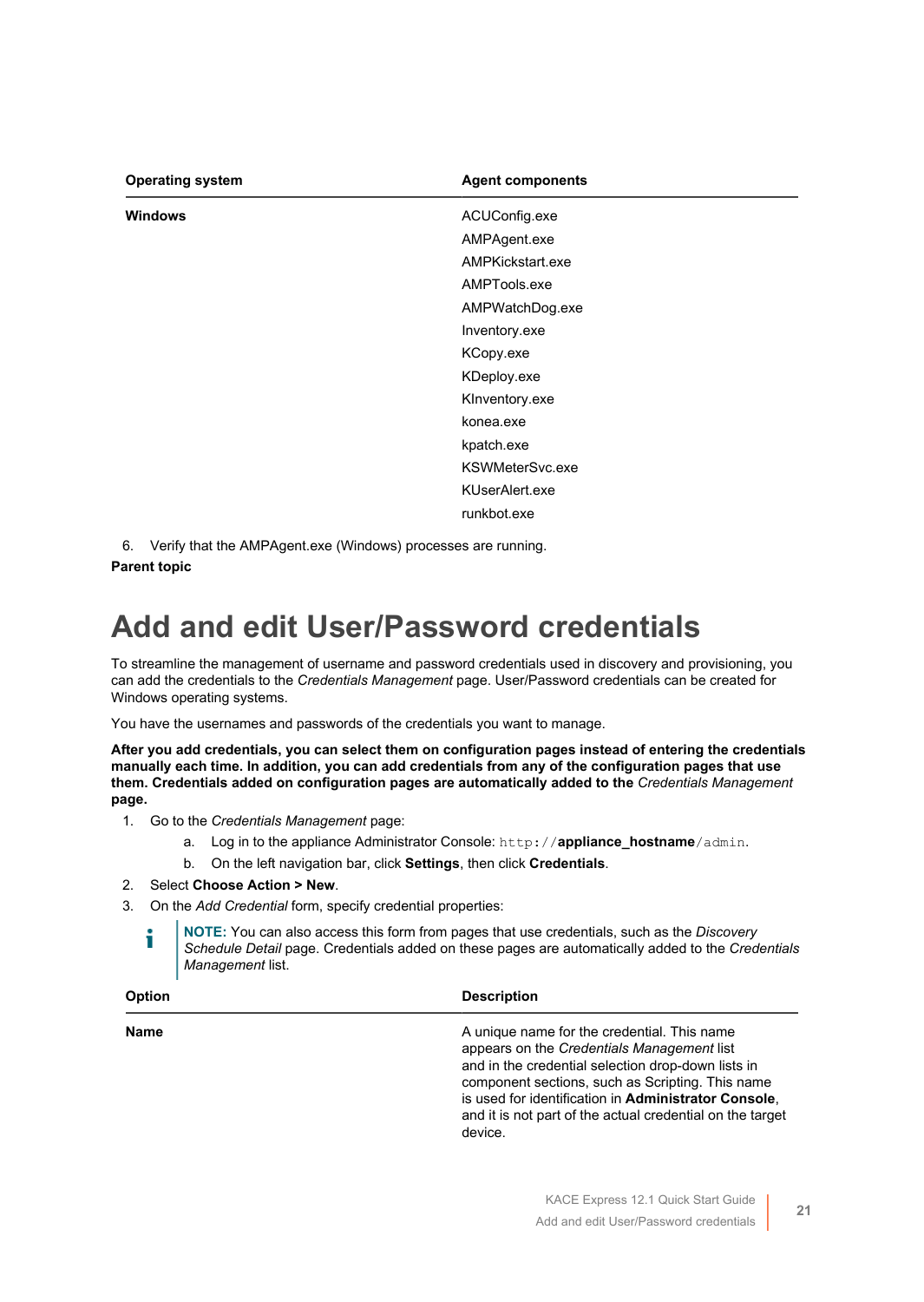| Operating system | Agent components |
| --- | --- |
| **Windows** | ACUConfig.exe<br>AMPAgent.exe<br>AMPKickstart.exe<br>AMPTools.exe<br>AMPWatchDog.exe<br>Inventory.exe<br>KCopy.exe<br>KDeploy.exe<br>KInventory.exe<br>konea.exe<br>kpatch.exe<br>KSWMeterSvc.exe<br>KUserAlert.exe<br>runkbot.exe |

6. Verify that the AMPAgent.exe (Windows) processes are running.

**Parent topic**

# Add and edit User/Password credentials

To streamline the management of username and password credentials used in discovery and provisioning, you can add the credentials to the *Credentials Management* page. User/Password credentials can be created for Windows operating systems.

You have the usernames and passwords of the credentials you want to manage.

**After you add credentials, you can select them on configuration pages instead of entering the credentials manually each time. In addition, you can add credentials from any of the configuration pages that use them. Credentials added on configuration pages are automatically added to the *Credentials Management* page.**

1. Go to the *Credentials Management* page:
   a. Log in to the appliance Administrator Console: `http://`**appliance_hostname**`/admin`.
   b. On the left navigation bar, click **Settings**, then click **Credentials**.
2. Select **Choose Action > New**.
3. On the *Add Credential* form, specify credential properties:

   **NOTE:** You can also access this form from pages that use credentials, such as the *Discovery Schedule Detail* page. Credentials added on these pages are automatically added to the *Credentials Management* list.

| Option | Description |
| --- | --- |
| **Name** | A unique name for the credential. This name appears on the *Credentials Management* list and in the credential selection drop-down lists in component sections, such as Scripting. This name is used for identification in **Administrator Console**, and it is not part of the actual credential on the target device. |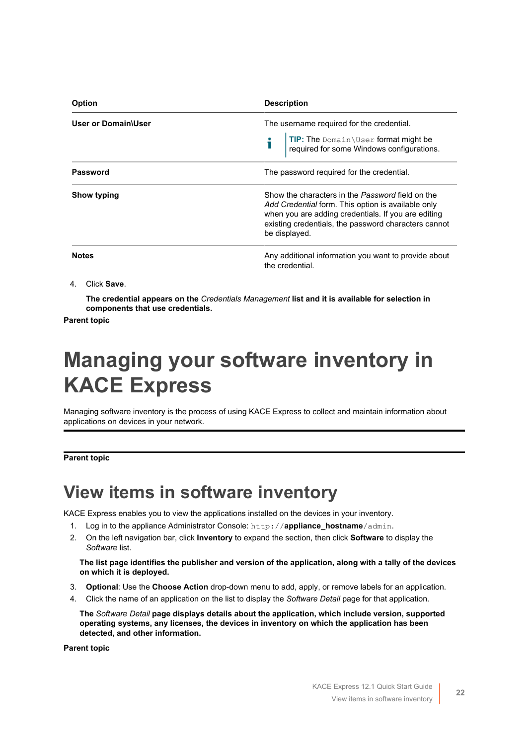| Option | Description |
| --- | --- |
| **User or Domain\User** | The username required for the credential. **TIP:** The `Domain\User` format might be required for some Windows configurations. |
| **Password** | The password required for the credential. |
| **Show typing** | Show the characters in the *Password* field on the *Add Credential* form. This option is available only when you are adding credentials. If you are editing existing credentials, the password characters cannot be displayed. |
| **Notes** | Any additional information you want to provide about the credential. |

4. Click **Save**.

   **The credential appears on the** ***Credentials Management*** **list and it is available for selection in components that use credentials.**

**Parent topic**

# Managing your software inventory in KACE Express

Managing software inventory is the process of using KACE Express to collect and maintain information about applications on devices in your network.

**Parent topic**

## View items in software inventory

KACE Express enables you to view the applications installed on the devices in your inventory.

1. Log in to the appliance Administrator Console: `http://`**`appliance_hostname`**`/admin`.
2. On the left navigation bar, click **Inventory** to expand the section, then click **Software** to display the *Software* list.

   **The list page identifies the publisher and version of the application, along with a tally of the devices on which it is deployed.**

3. **Optional**: Use the **Choose Action** drop-down menu to add, apply, or remove labels for an application.
4. Click the name of an application on the list to display the *Software Detail* page for that application.

   **The** ***Software Detail*** **page displays details about the application, which include version, supported operating systems, any licenses, the devices in inventory on which the application has been detected, and other information.**

**Parent topic**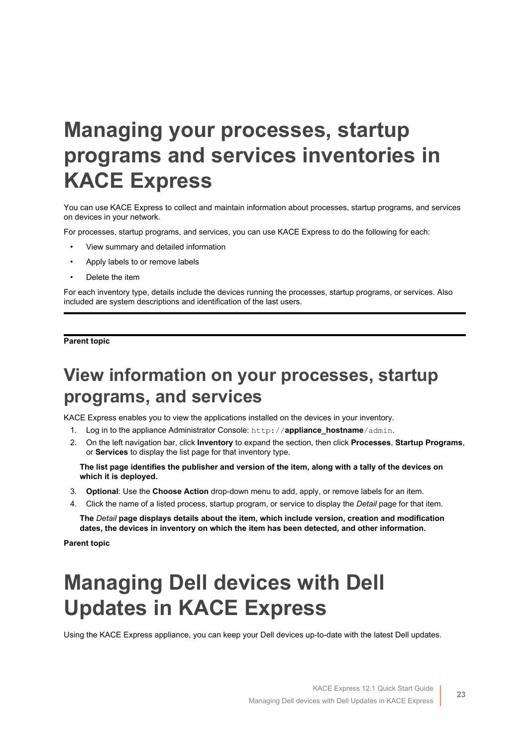# Managing your processes, startup programs and services inventories in KACE Express

You can use KACE Express to collect and maintain information about processes, startup programs, and services on devices in your network.

For processes, startup programs, and services, you can use KACE Express to do the following for each:

- View summary and detailed information
- Apply labels to or remove labels
- Delete the item

For each inventory type, details include the devices running the processes, startup programs, or services. Also included are system descriptions and identification of the last users.

---

**Parent topic**

## View information on your processes, startup programs, and services

KACE Express enables you to view the applications installed on the devices in your inventory.

1. Log in to the appliance Administrator Console: `http://`**appliance_hostname**`/admin`.
2. On the left navigation bar, click **Inventory** to expand the section, then click **Processes**, **Startup Programs**, or **Services** to display the list page for that inventory type.

   **The list page identifies the publisher and version of the item, along with a tally of the devices on which it is deployed.**

3. **Optional**: Use the **Choose Action** drop-down menu to add, apply, or remove labels for an item.
4. Click the name of a listed process, startup program, or service to display the *Detail* page for that item.

   **The *Detail* page displays details about the item, which include version, creation and modification dates, the devices in inventory on which the item has been detected, and other information.**

**Parent topic**

# Managing Dell devices with Dell Updates in KACE Express

Using the KACE Express appliance, you can keep your Dell devices up-to-date with the latest Dell updates.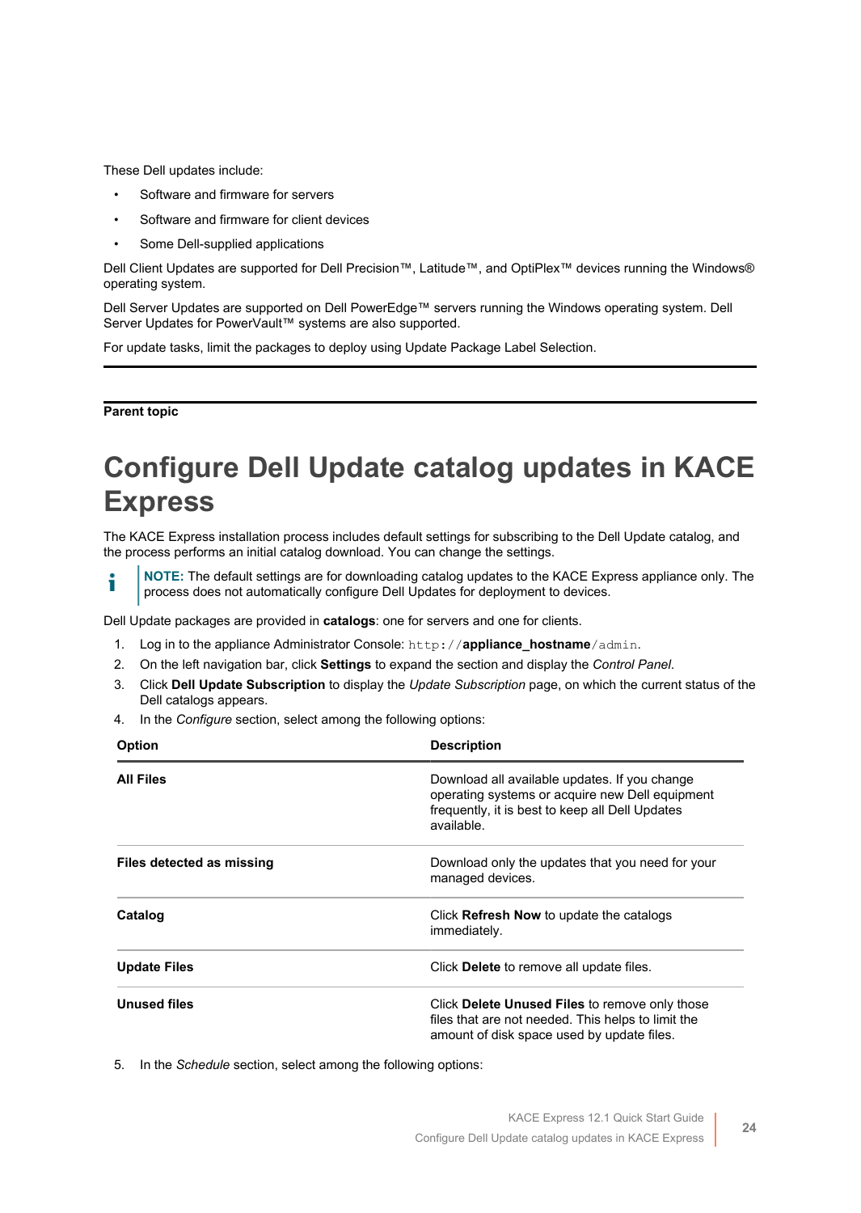These Dell updates include:

- Software and firmware for servers
- Software and firmware for client devices
- Some Dell-supplied applications

Dell Client Updates are supported for Dell Precision™, Latitude™, and OptiPlex™ devices running the Windows® operating system.

Dell Server Updates are supported on Dell PowerEdge™ servers running the Windows operating system. Dell Server Updates for PowerVault™ systems are also supported.

For update tasks, limit the packages to deploy using Update Package Label Selection.

---

**Parent topic**

# Configure Dell Update catalog updates in KACE Express

The KACE Express installation process includes default settings for subscribing to the Dell Update catalog, and the process performs an initial catalog download. You can change the settings.

> **NOTE:** The default settings are for downloading catalog updates to the KACE Express appliance only. The process does not automatically configure Dell Updates for deployment to devices.

Dell Update packages are provided in **catalogs**: one for servers and one for clients.

1. Log in to the appliance Administrator Console: `http://`**appliance_hostname**`/admin`.
2. On the left navigation bar, click **Settings** to expand the section and display the *Control Panel*.
3. Click **Dell Update Subscription** to display the *Update Subscription* page, on which the current status of the Dell catalogs appears.
4. In the *Configure* section, select among the following options:

| Option | Description |
| --- | --- |
| **All Files** | Download all available updates. If you change operating systems or acquire new Dell equipment frequently, it is best to keep all Dell Updates available. |
| **Files detected as missing** | Download only the updates that you need for your managed devices. |
| **Catalog** | Click **Refresh Now** to update the catalogs immediately. |
| **Update Files** | Click **Delete** to remove all update files. |
| **Unused files** | Click **Delete Unused Files** to remove only those files that are not needed. This helps to limit the amount of disk space used by update files. |

5. In the *Schedule* section, select among the following options: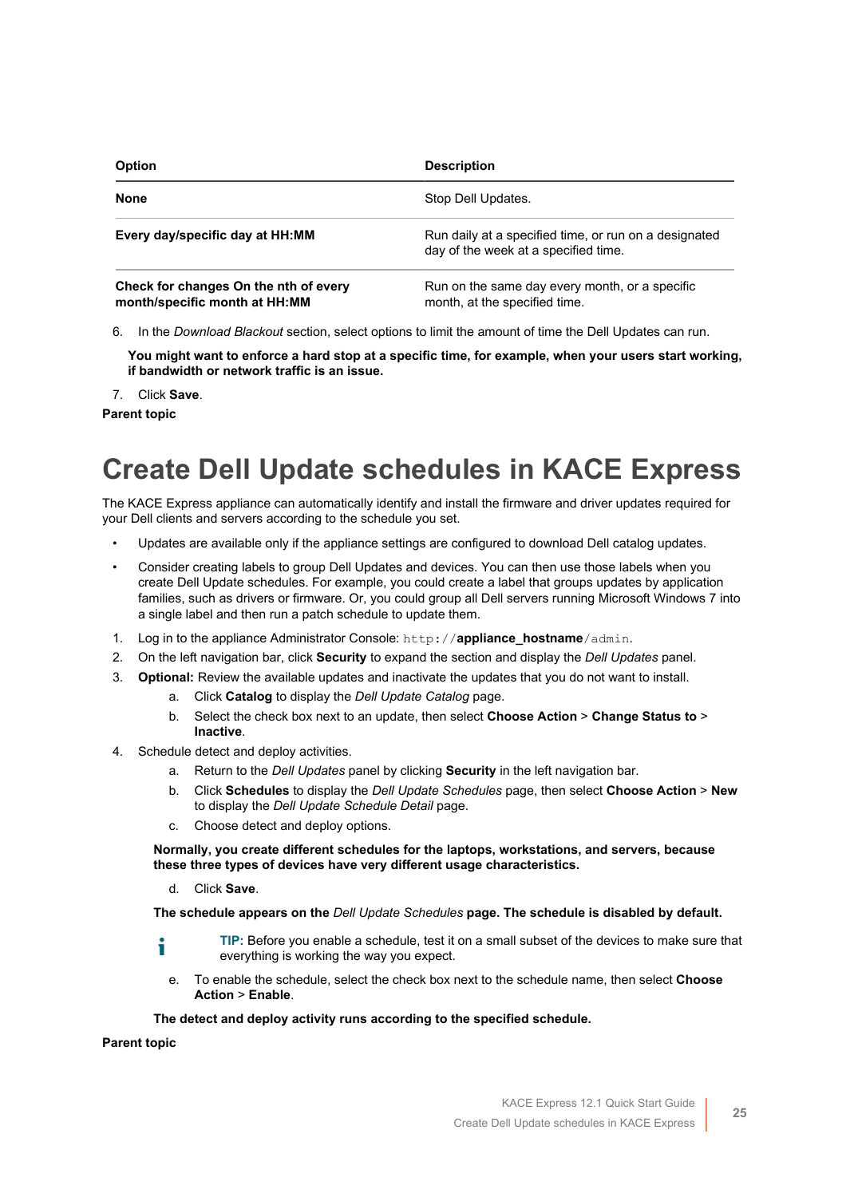| Option | Description |
| --- | --- |
| **None** | Stop Dell Updates. |
| **Every day/specific day at HH:MM** | Run daily at a specified time, or run on a designated day of the week at a specified time. |
| **Check for changes On the nth of every month/specific month at HH:MM** | Run on the same day every month, or a specific month, at the specified time. |

6. In the *Download Blackout* section, select options to limit the amount of time the Dell Updates can run.

   **You might want to enforce a hard stop at a specific time, for example, when your users start working, if bandwidth or network traffic is an issue.**

7. Click **Save**.

**Parent topic**

# Create Dell Update schedules in KACE Express

The KACE Express appliance can automatically identify and install the firmware and driver updates required for your Dell clients and servers according to the schedule you set.

- Updates are available only if the appliance settings are configured to download Dell catalog updates.
- Consider creating labels to group Dell Updates and devices. You can then use those labels when you create Dell Update schedules. For example, you could create a label that groups updates by application families, such as drivers or firmware. Or, you could group all Dell servers running Microsoft Windows 7 into a single label and then run a patch schedule to update them.

1. Log in to the appliance Administrator Console: `http://`**appliance_hostname**`/admin`.
2. On the left navigation bar, click **Security** to expand the section and display the *Dell Updates* panel.
3. **Optional:** Review the available updates and inactivate the updates that you do not want to install.
   a. Click **Catalog** to display the *Dell Update Catalog* page.
   b. Select the check box next to an update, then select **Choose Action** > **Change Status to** > **Inactive**.
4. Schedule detect and deploy activities.
   a. Return to the *Dell Updates* panel by clicking **Security** in the left navigation bar.
   b. Click **Schedules** to display the *Dell Update Schedules* page, then select **Choose Action** > **New** to display the *Dell Update Schedule Detail* page.
   c. Choose detect and deploy options.

   **Normally, you create different schedules for the laptops, workstations, and servers, because these three types of devices have very different usage characteristics.**

   d. Click **Save**.

   **The schedule appears on the** *Dell Update Schedules* **page. The schedule is disabled by default.**

   > **TIP:** Before you enable a schedule, test it on a small subset of the devices to make sure that everything is working the way you expect.

   e. To enable the schedule, select the check box next to the schedule name, then select **Choose Action** > **Enable**.

   **The detect and deploy activity runs according to the specified schedule.**

**Parent topic**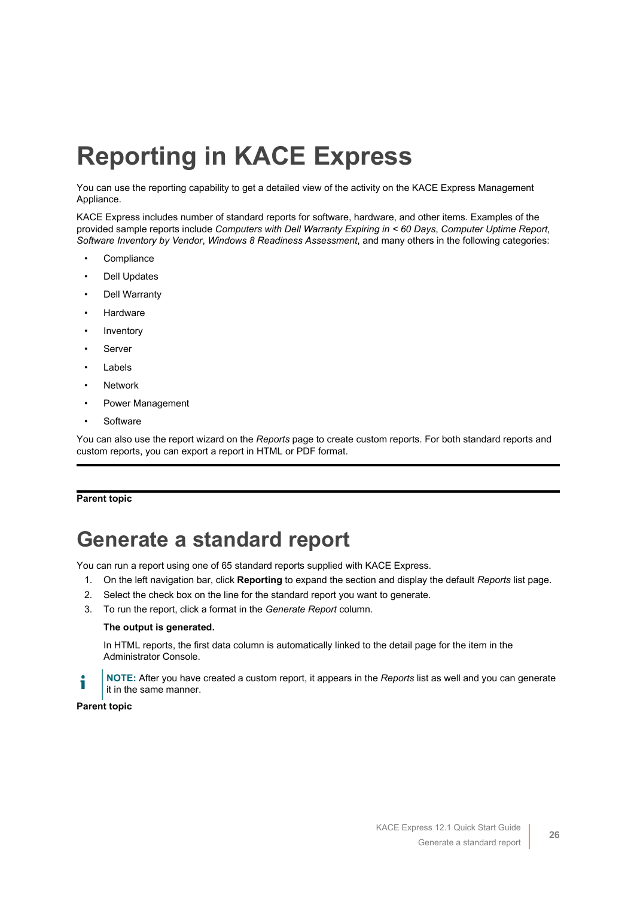# Reporting in KACE Express

You can use the reporting capability to get a detailed view of the activity on the KACE Express Management Appliance.

KACE Express includes number of standard reports for software, hardware, and other items. Examples of the provided sample reports include *Computers with Dell Warranty Expiring in < 60 Days*, *Computer Uptime Report*, *Software Inventory by Vendor*, *Windows 8 Readiness Assessment*, and many others in the following categories:

- Compliance
- Dell Updates
- Dell Warranty
- Hardware
- Inventory
- Server
- Labels
- Network
- Power Management
- Software

You can also use the report wizard on the *Reports* page to create custom reports. For both standard reports and custom reports, you can export a report in HTML or PDF format.

**Parent topic**

# Generate a standard report

You can run a report using one of 65 standard reports supplied with KACE Express.

1. On the left navigation bar, click **Reporting** to expand the section and display the default *Reports* list page.
2. Select the check box on the line for the standard report you want to generate.
3. To run the report, click a format in the *Generate Report* column.

   **The output is generated.**

   In HTML reports, the first data column is automatically linked to the detail page for the item in the Administrator Console.

**NOTE:** After you have created a custom report, it appears in the *Reports* list as well and you can generate it in the same manner.

**Parent topic**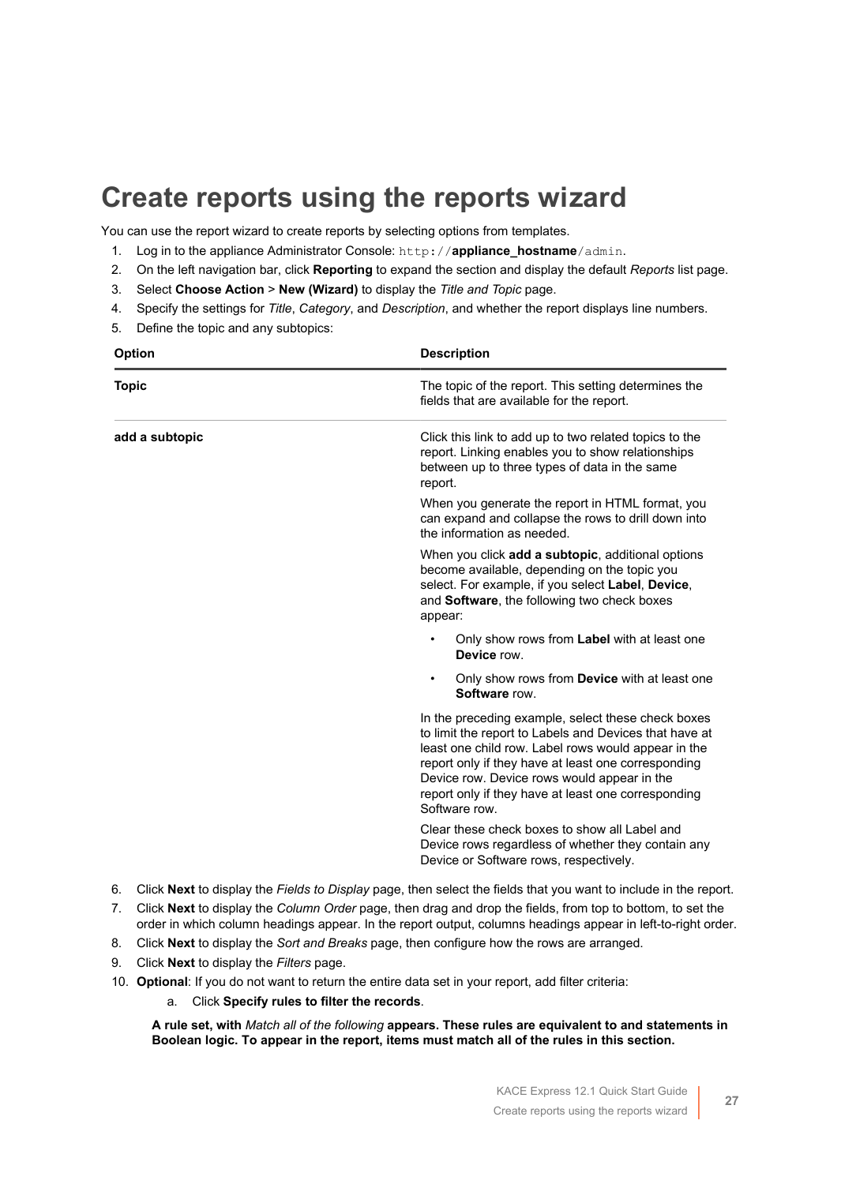# Create reports using the reports wizard

You can use the report wizard to create reports by selecting options from templates.

1. Log in to the appliance Administrator Console: `http://`**appliance_hostname**`/admin`.
2. On the left navigation bar, click **Reporting** to expand the section and display the default *Reports* list page.
3. Select **Choose Action** > **New (Wizard)** to display the *Title and Topic* page.
4. Specify the settings for *Title*, *Category*, and *Description*, and whether the report displays line numbers.
5. Define the topic and any subtopics:

| Option | Description |
| --- | --- |
| **Topic** | The topic of the report. This setting determines the fields that are available for the report. |
| **add a subtopic** | Click this link to add up to two related topics to the report. Linking enables you to show relationships between up to three types of data in the same report.<br><br>When you generate the report in HTML format, you can expand and collapse the rows to drill down into the information as needed.<br><br>When you click **add a subtopic**, additional options become available, depending on the topic you select. For example, if you select **Label**, **Device**, and **Software**, the following two check boxes appear:<br><br>• Only show rows from **Label** with at least one **Device** row.<br>• Only show rows from **Device** with at least one **Software** row.<br><br>In the preceding example, select these check boxes to limit the report to Labels and Devices that have at least one child row. Label rows would appear in the report only if they have at least one corresponding Device row. Device rows would appear in the report only if they have at least one corresponding Software row.<br><br>Clear these check boxes to show all Label and Device rows regardless of whether they contain any Device or Software rows, respectively. |

6. Click **Next** to display the *Fields to Display* page, then select the fields that you want to include in the report.
7. Click **Next** to display the *Column Order* page, then drag and drop the fields, from top to bottom, to set the order in which column headings appear. In the report output, columns headings appear in left-to-right order.
8. Click **Next** to display the *Sort and Breaks* page, then configure how the rows are arranged.
9. Click **Next** to display the *Filters* page.
10. **Optional**: If you do not want to return the entire data set in your report, add filter criteria:
    a. Click **Specify rules to filter the records**.

    **A rule set, with** *Match all of the following* **appears. These rules are equivalent to and statements in Boolean logic. To appear in the report, items must match all of the rules in this section.**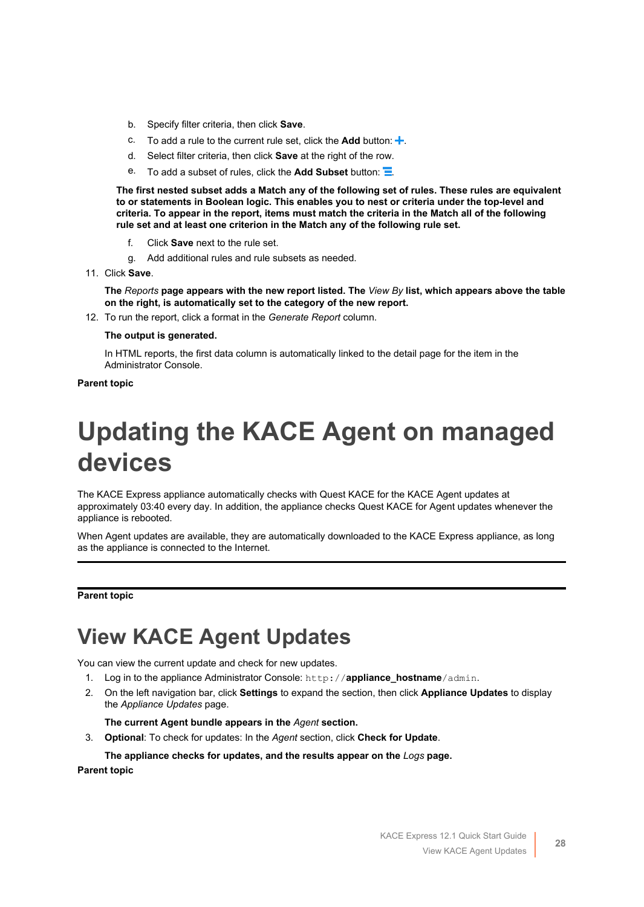b. Specify filter criteria, then click **Save**.
c. To add a rule to the current rule set, click the **Add** button: +.
d. Select filter criteria, then click **Save** at the right of the row.
e. To add a subset of rules, click the **Add Subset** button: .

**The first nested subset adds a Match any of the following set of rules. These rules are equivalent to or statements in Boolean logic. This enables you to nest or criteria under the top-level and criteria. To appear in the report, items must match the criteria in the Match all of the following rule set and at least one criterion in the Match any of the following rule set.**

f. Click **Save** next to the rule set.
g. Add additional rules and rule subsets as needed.

11. Click **Save**.

    **The** *Reports* **page appears with the new report listed. The** *View By* **list, which appears above the table on the right, is automatically set to the category of the new report.**

12. To run the report, click a format in the *Generate Report* column.

    **The output is generated.**

    In HTML reports, the first data column is automatically linked to the detail page for the item in the Administrator Console.

**Parent topic**

# Updating the KACE Agent on managed devices

The KACE Express appliance automatically checks with Quest KACE for the KACE Agent updates at approximately 03:40 every day. In addition, the appliance checks Quest KACE for Agent updates whenever the appliance is rebooted.

When Agent updates are available, they are automatically downloaded to the KACE Express appliance, as long as the appliance is connected to the Internet.

---

**Parent topic**

## View KACE Agent Updates

You can view the current update and check for new updates.

1. Log in to the appliance Administrator Console: `http://`**appliance_hostname**`/admin`.
2. On the left navigation bar, click **Settings** to expand the section, then click **Appliance Updates** to display the *Appliance Updates* page.

   **The current Agent bundle appears in the** *Agent* **section.**

3. **Optional**: To check for updates: In the *Agent* section, click **Check for Update**.

   **The appliance checks for updates, and the results appear on the** *Logs* **page.**

**Parent topic**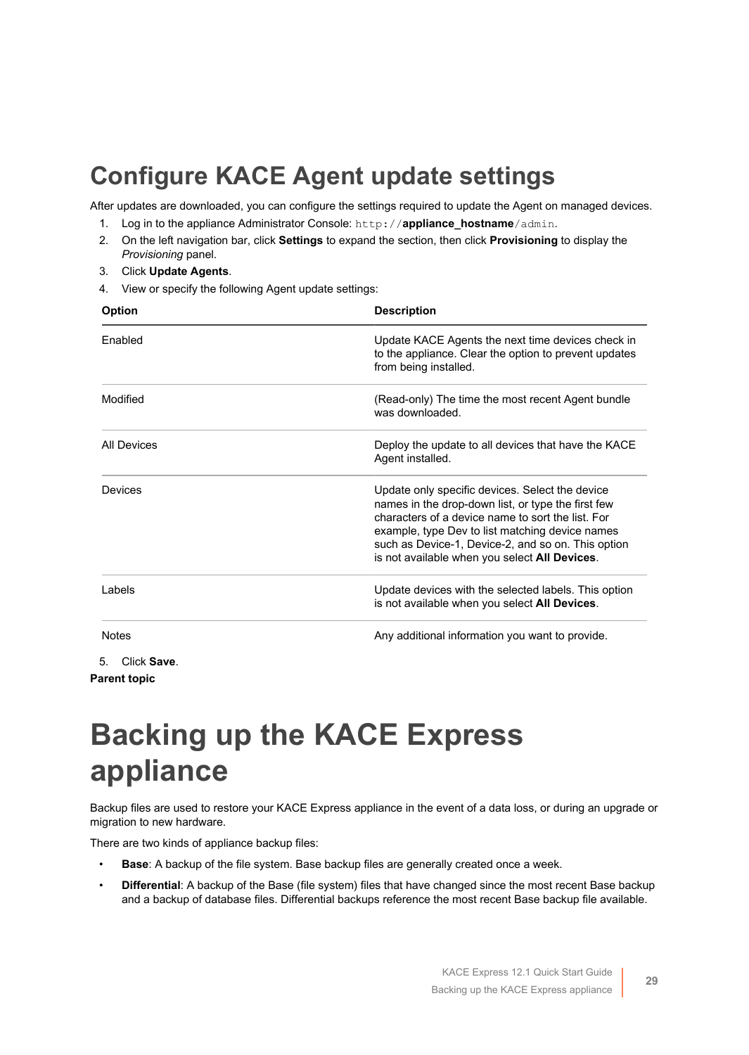# Configure KACE Agent update settings

After updates are downloaded, you can configure the settings required to update the Agent on managed devices.

1. Log in to the appliance Administrator Console: `http://`**appliance_hostname**`/admin`.
2. On the left navigation bar, click **Settings** to expand the section, then click **Provisioning** to display the *Provisioning* panel.
3. Click **Update Agents**.
4. View or specify the following Agent update settings:

| Option | Description |
|---|---|
| Enabled | Update KACE Agents the next time devices check in to the appliance. Clear the option to prevent updates from being installed. |
| Modified | (Read-only) The time the most recent Agent bundle was downloaded. |
| All Devices | Deploy the update to all devices that have the KACE Agent installed. |
| Devices | Update only specific devices. Select the device names in the drop-down list, or type the first few characters of a device name to sort the list. For example, type Dev to list matching device names such as Device-1, Device-2, and so on. This option is not available when you select **All Devices**. |
| Labels | Update devices with the selected labels. This option is not available when you select **All Devices**. |
| Notes | Any additional information you want to provide. |

5. Click **Save**.

**Parent topic**

# Backing up the KACE Express appliance

Backup files are used to restore your KACE Express appliance in the event of a data loss, or during an upgrade or migration to new hardware.

There are two kinds of appliance backup files:

- **Base**: A backup of the file system. Base backup files are generally created once a week.
- **Differential**: A backup of the Base (file system) files that have changed since the most recent Base backup and a backup of database files. Differential backups reference the most recent Base backup file available.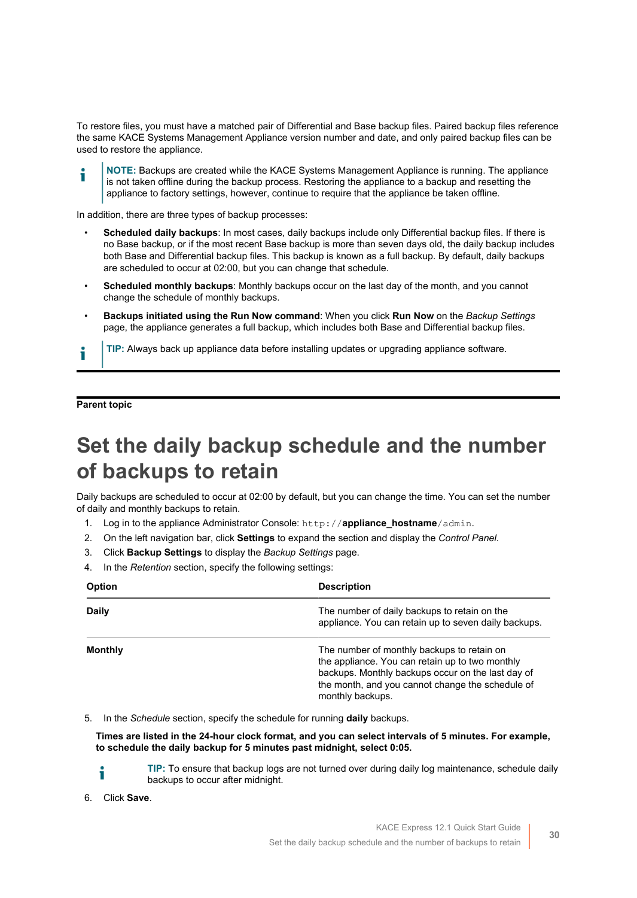To restore files, you must have a matched pair of Differential and Base backup files. Paired backup files reference the same KACE Systems Management Appliance version number and date, and only paired backup files can be used to restore the appliance.

> **NOTE:** Backups are created while the KACE Systems Management Appliance is running. The appliance is not taken offline during the backup process. Restoring the appliance to a backup and resetting the appliance to factory settings, however, continue to require that the appliance be taken offline.

In addition, there are three types of backup processes:

- **Scheduled daily backups**: In most cases, daily backups include only Differential backup files. If there is no Base backup, or if the most recent Base backup is more than seven days old, the daily backup includes both Base and Differential backup files. This backup is known as a full backup. By default, daily backups are scheduled to occur at 02:00, but you can change that schedule.
- **Scheduled monthly backups**: Monthly backups occur on the last day of the month, and you cannot change the schedule of monthly backups.
- **Backups initiated using the Run Now command**: When you click **Run Now** on the *Backup Settings* page, the appliance generates a full backup, which includes both Base and Differential backup files.

> **TIP:** Always back up appliance data before installing updates or upgrading appliance software.

**Parent topic**

# Set the daily backup schedule and the number of backups to retain

Daily backups are scheduled to occur at 02:00 by default, but you can change the time. You can set the number of daily and monthly backups to retain.

1. Log in to the appliance Administrator Console: `http://`**appliance_hostname**`/admin`.
2. On the left navigation bar, click **Settings** to expand the section and display the *Control Panel*.
3. Click **Backup Settings** to display the *Backup Settings* page.
4. In the *Retention* section, specify the following settings:

| Option | Description |
|---|---|
| **Daily** | The number of daily backups to retain on the appliance. You can retain up to seven daily backups. |
| **Monthly** | The number of monthly backups to retain on the appliance. You can retain up to two monthly backups. Monthly backups occur on the last day of the month, and you cannot change the schedule of monthly backups. |

5. In the *Schedule* section, specify the schedule for running **daily** backups.

   **Times are listed in the 24-hour clock format, and you can select intervals of 5 minutes. For example, to schedule the daily backup for 5 minutes past midnight, select 0:05.**

   > **TIP:** To ensure that backup logs are not turned over during daily log maintenance, schedule daily backups to occur after midnight.

6. Click **Save**.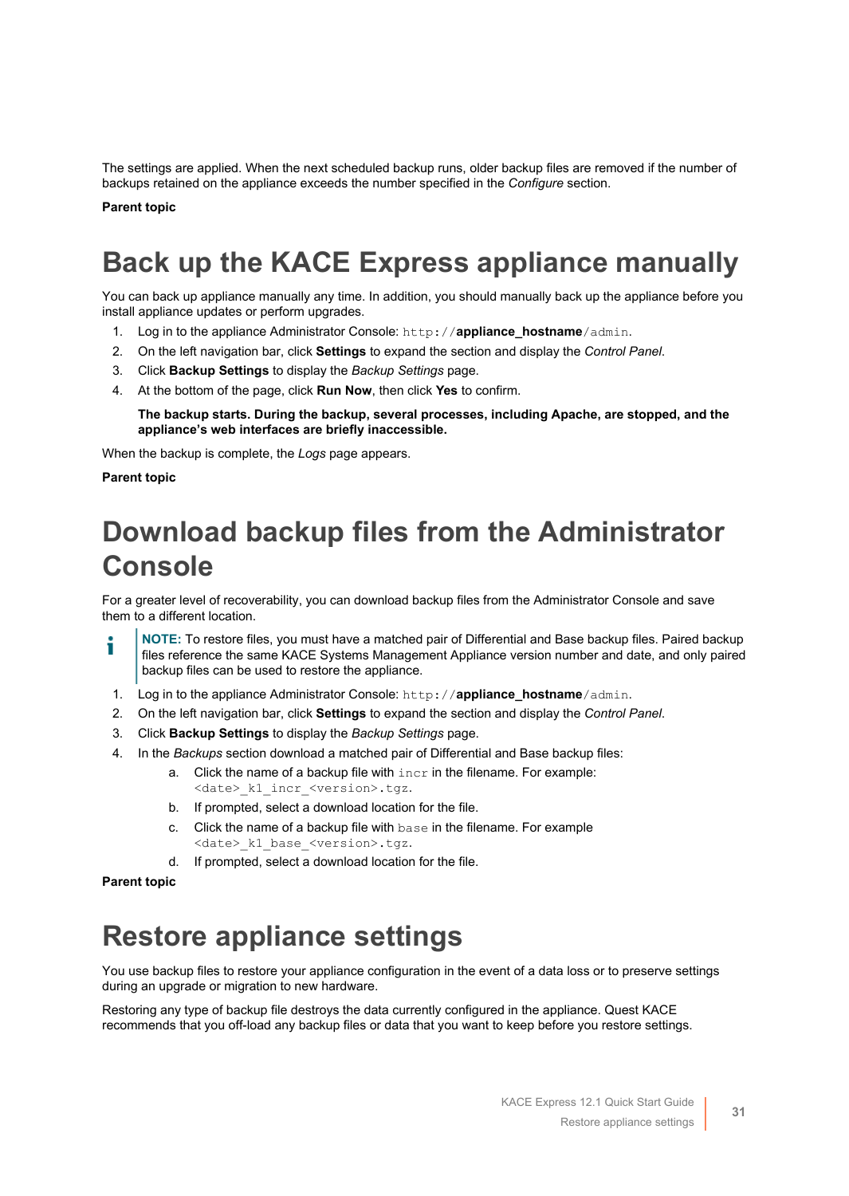The settings are applied. When the next scheduled backup runs, older backup files are removed if the number of backups retained on the appliance exceeds the number specified in the *Configure* section.

**Parent topic**

# Back up the KACE Express appliance manually

You can back up appliance manually any time. In addition, you should manually back up the appliance before you install appliance updates or perform upgrades.

1. Log in to the appliance Administrator Console: `http://`**appliance_hostname**`/admin`.
2. On the left navigation bar, click **Settings** to expand the section and display the *Control Panel*.
3. Click **Backup Settings** to display the *Backup Settings* page.
4. At the bottom of the page, click **Run Now**, then click **Yes** to confirm.

   **The backup starts. During the backup, several processes, including Apache, are stopped, and the appliance's web interfaces are briefly inaccessible.**

When the backup is complete, the *Logs* page appears.

**Parent topic**

# Download backup files from the Administrator Console

For a greater level of recoverability, you can download backup files from the Administrator Console and save them to a different location.

> **NOTE:** To restore files, you must have a matched pair of Differential and Base backup files. Paired backup files reference the same KACE Systems Management Appliance version number and date, and only paired backup files can be used to restore the appliance.

1. Log in to the appliance Administrator Console: `http://`**appliance_hostname**`/admin`.
2. On the left navigation bar, click **Settings** to expand the section and display the *Control Panel*.
3. Click **Backup Settings** to display the *Backup Settings* page.
4. In the *Backups* section download a matched pair of Differential and Base backup files:
   a. Click the name of a backup file with `incr` in the filename. For example: `<date>_k1_incr_<version>.tgz`.
   b. If prompted, select a download location for the file.
   c. Click the name of a backup file with `base` in the filename. For example `<date>_k1_base_<version>.tgz`.
   d. If prompted, select a download location for the file.

**Parent topic**

# Restore appliance settings

You use backup files to restore your appliance configuration in the event of a data loss or to preserve settings during an upgrade or migration to new hardware.

Restoring any type of backup file destroys the data currently configured in the appliance. Quest KACE recommends that you off-load any backup files or data that you want to keep before you restore settings.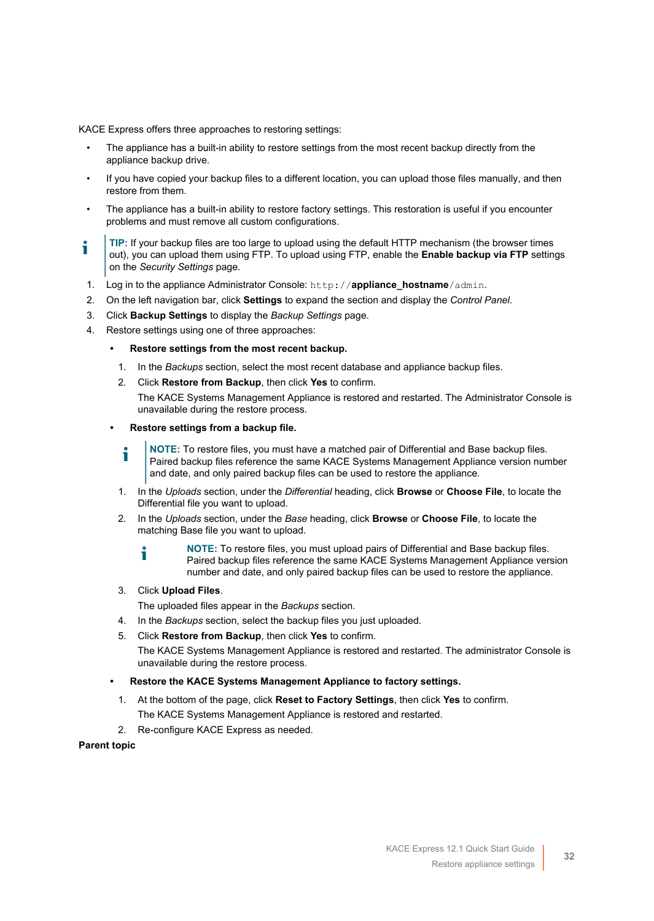KACE Express offers three approaches to restoring settings:

- The appliance has a built-in ability to restore settings from the most recent backup directly from the appliance backup drive.
- If you have copied your backup files to a different location, you can upload those files manually, and then restore from them.
- The appliance has a built-in ability to restore factory settings. This restoration is useful if you encounter problems and must remove all custom configurations.

> **TIP:** If your backup files are too large to upload using the default HTTP mechanism (the browser times out), you can upload them using FTP. To upload using FTP, enable the **Enable backup via FTP** settings on the *Security Settings* page.

1. Log in to the appliance Administrator Console: `http://`**appliance_hostname**`/admin`.
2. On the left navigation bar, click **Settings** to expand the section and display the *Control Panel*.
3. Click **Backup Settings** to display the *Backup Settings* page.
4. Restore settings using one of three approaches:
   - **Restore settings from the most recent backup.**
     1. In the *Backups* section, select the most recent database and appliance backup files.
     2. Click **Restore from Backup**, then click **Yes** to confirm.

        The KACE Systems Management Appliance is restored and restarted. The Administrator Console is unavailable during the restore process.
   - **Restore settings from a backup file.**

     > **NOTE:** To restore files, you must have a matched pair of Differential and Base backup files. Paired backup files reference the same KACE Systems Management Appliance version number and date, and only paired backup files can be used to restore the appliance.

     1. In the *Uploads* section, under the *Differential* heading, click **Browse** or **Choose File**, to locate the Differential file you want to upload.
     2. In the *Uploads* section, under the *Base* heading, click **Browse** or **Choose File**, to locate the matching Base file you want to upload.

        > **NOTE:** To restore files, you must upload pairs of Differential and Base backup files. Paired backup files reference the same KACE Systems Management Appliance version number and date, and only paired backup files can be used to restore the appliance.
     3. Click **Upload Files**.

        The uploaded files appear in the *Backups* section.
     4. In the *Backups* section, select the backup files you just uploaded.
     5. Click **Restore from Backup**, then click **Yes** to confirm.

        The KACE Systems Management Appliance is restored and restarted. The administrator Console is unavailable during the restore process.
   - **Restore the KACE Systems Management Appliance to factory settings.**
     1. At the bottom of the page, click **Reset to Factory Settings**, then click **Yes** to confirm.

        The KACE Systems Management Appliance is restored and restarted.
     2. Re-configure KACE Express as needed.

**Parent topic**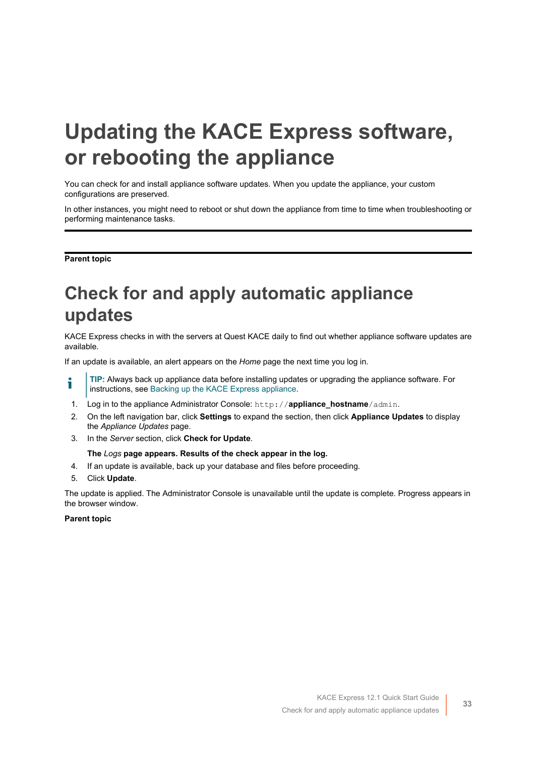# Updating the KACE Express software, or rebooting the appliance

You can check for and install appliance software updates. When you update the appliance, your custom configurations are preserved.

In other instances, you might need to reboot or shut down the appliance from time to time when troubleshooting or performing maintenance tasks.

---

**Parent topic**

# Check for and apply automatic appliance updates

KACE Express checks in with the servers at Quest KACE daily to find out whether appliance software updates are available.

If an update is available, an alert appears on the *Home* page the next time you log in.

> **TIP:** Always back up appliance data before installing updates or upgrading the appliance software. For instructions, see Backing up the KACE Express appliance.

1. Log in to the appliance Administrator Console: `http://`**appliance_hostname**`/admin`.
2. On the left navigation bar, click **Settings** to expand the section, then click **Appliance Updates** to display the *Appliance Updates* page.
3. In the *Server* section, click **Check for Update**.

   **The *Logs* page appears. Results of the check appear in the log.**
4. If an update is available, back up your database and files before proceeding.
5. Click **Update**.

The update is applied. The Administrator Console is unavailable until the update is complete. Progress appears in the browser window.

**Parent topic**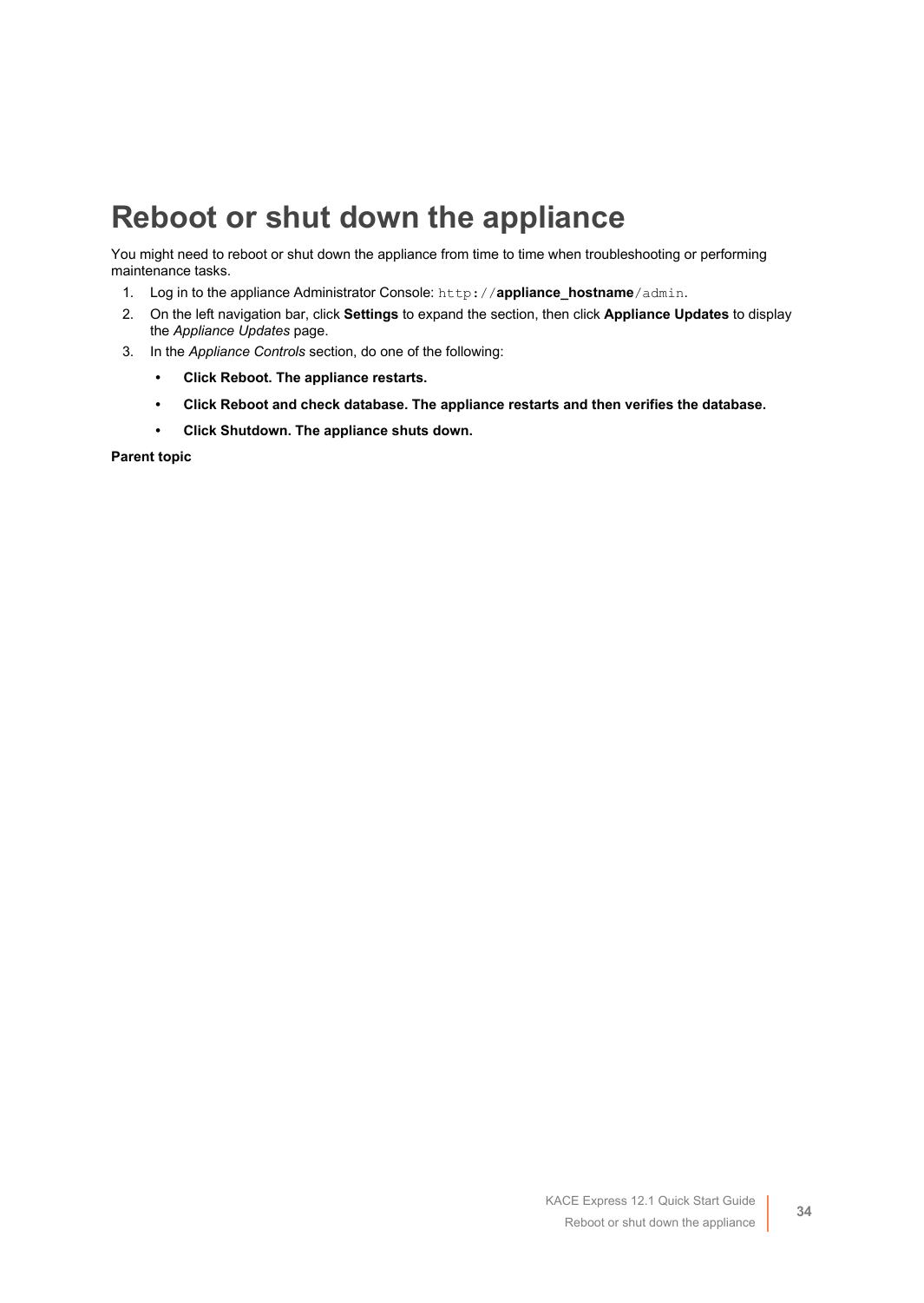# Reboot or shut down the appliance

You might need to reboot or shut down the appliance from time to time when troubleshooting or performing maintenance tasks.

1. Log in to the appliance Administrator Console: `http://`**appliance_hostname**`/admin`.
2. On the left navigation bar, click **Settings** to expand the section, then click **Appliance Updates** to display the *Appliance Updates* page.
3. In the *Appliance Controls* section, do one of the following:
   - **Click Reboot. The appliance restarts.**
   - **Click Reboot and check database. The appliance restarts and then verifies the database.**
   - **Click Shutdown. The appliance shuts down.**

**Parent topic**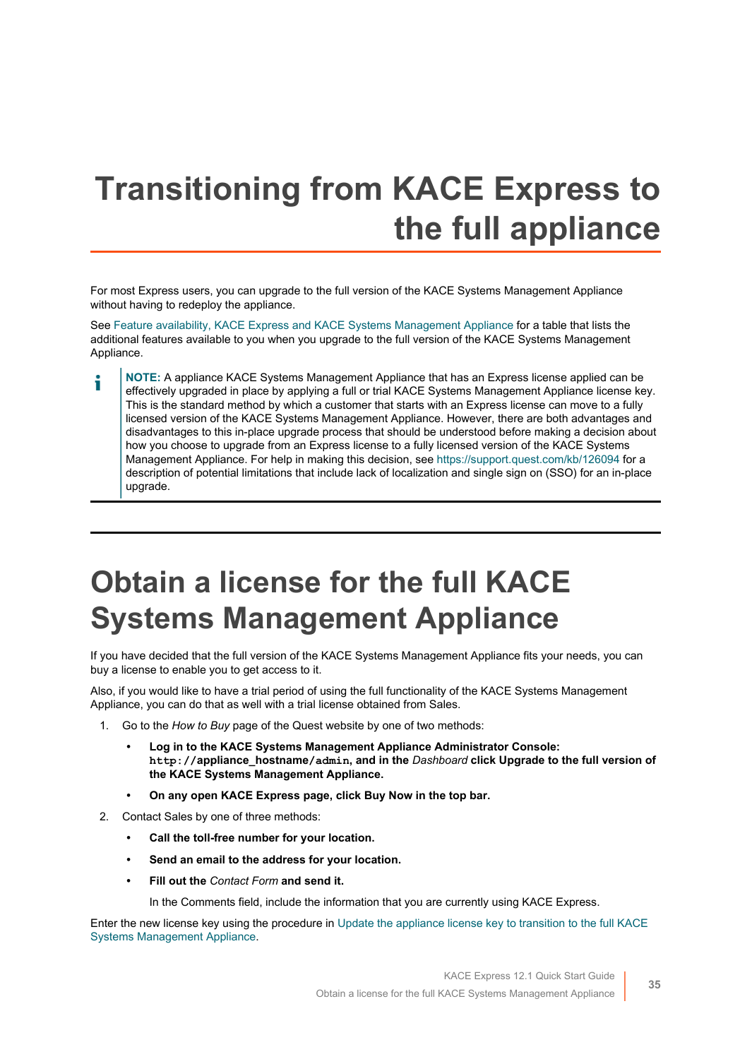# Transitioning from KACE Express to the full appliance

For most Express users, you can upgrade to the full version of the KACE Systems Management Appliance without having to redeploy the appliance.

See Feature availability, KACE Express and KACE Systems Management Appliance for a table that lists the additional features available to you when you upgrade to the full version of the KACE Systems Management Appliance.

> **NOTE:** A appliance KACE Systems Management Appliance that has an Express license applied can be effectively upgraded in place by applying a full or trial KACE Systems Management Appliance license key. This is the standard method by which a customer that starts with an Express license can move to a fully licensed version of the KACE Systems Management Appliance. However, there are both advantages and disadvantages to this in-place upgrade process that should be understood before making a decision about how you choose to upgrade from an Express license to a fully licensed version of the KACE Systems Management Appliance. For help in making this decision, see https://support.quest.com/kb/126094 for a description of potential limitations that include lack of localization and single sign on (SSO) for an in-place upgrade.

## Obtain a license for the full KACE Systems Management Appliance

If you have decided that the full version of the KACE Systems Management Appliance fits your needs, you can buy a license to enable you to get access to it.

Also, if you would like to have a trial period of using the full functionality of the KACE Systems Management Appliance, you can do that as well with a trial license obtained from Sales.

1. Go to the *How to Buy* page of the Quest website by one of two methods:
   - **Log in to the KACE Systems Management Appliance Administrator Console:** `http://appliance_hostname/admin`**, and in the** *Dashboard* **click Upgrade to the full version of the KACE Systems Management Appliance.**
   - **On any open KACE Express page, click Buy Now in the top bar.**
2. Contact Sales by one of three methods:
   - **Call the toll-free number for your location.**
   - **Send an email to the address for your location.**
   - **Fill out the** *Contact Form* **and send it.**

     In the Comments field, include the information that you are currently using KACE Express.

Enter the new license key using the procedure in Update the appliance license key to transition to the full KACE Systems Management Appliance.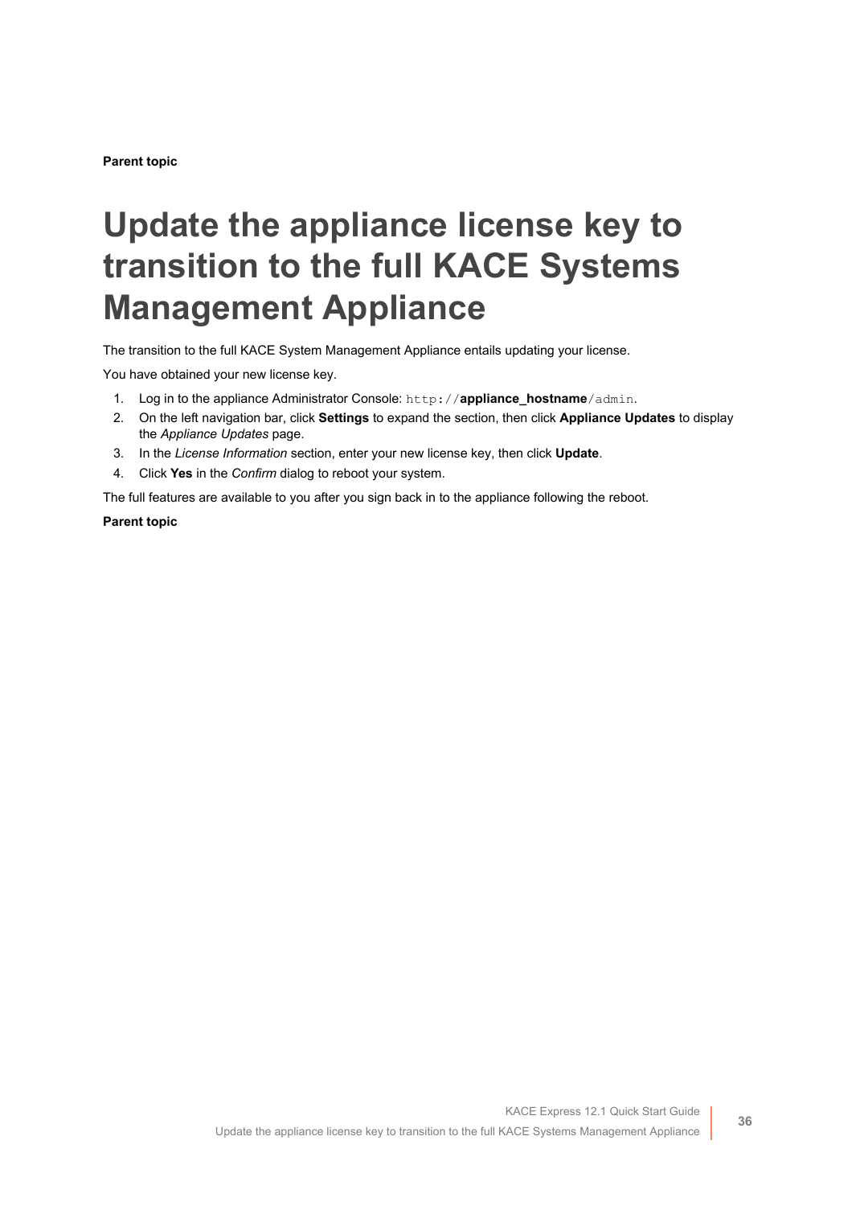**Parent topic**

# Update the appliance license key to transition to the full KACE Systems Management Appliance

The transition to the full KACE System Management Appliance entails updating your license.

You have obtained your new license key.

1. Log in to the appliance Administrator Console: `http://`**appliance_hostname**`/admin`.
2. On the left navigation bar, click **Settings** to expand the section, then click **Appliance Updates** to display the *Appliance Updates* page.
3. In the *License Information* section, enter your new license key, then click **Update**.
4. Click **Yes** in the *Confirm* dialog to reboot your system.

The full features are available to you after you sign back in to the appliance following the reboot.

**Parent topic**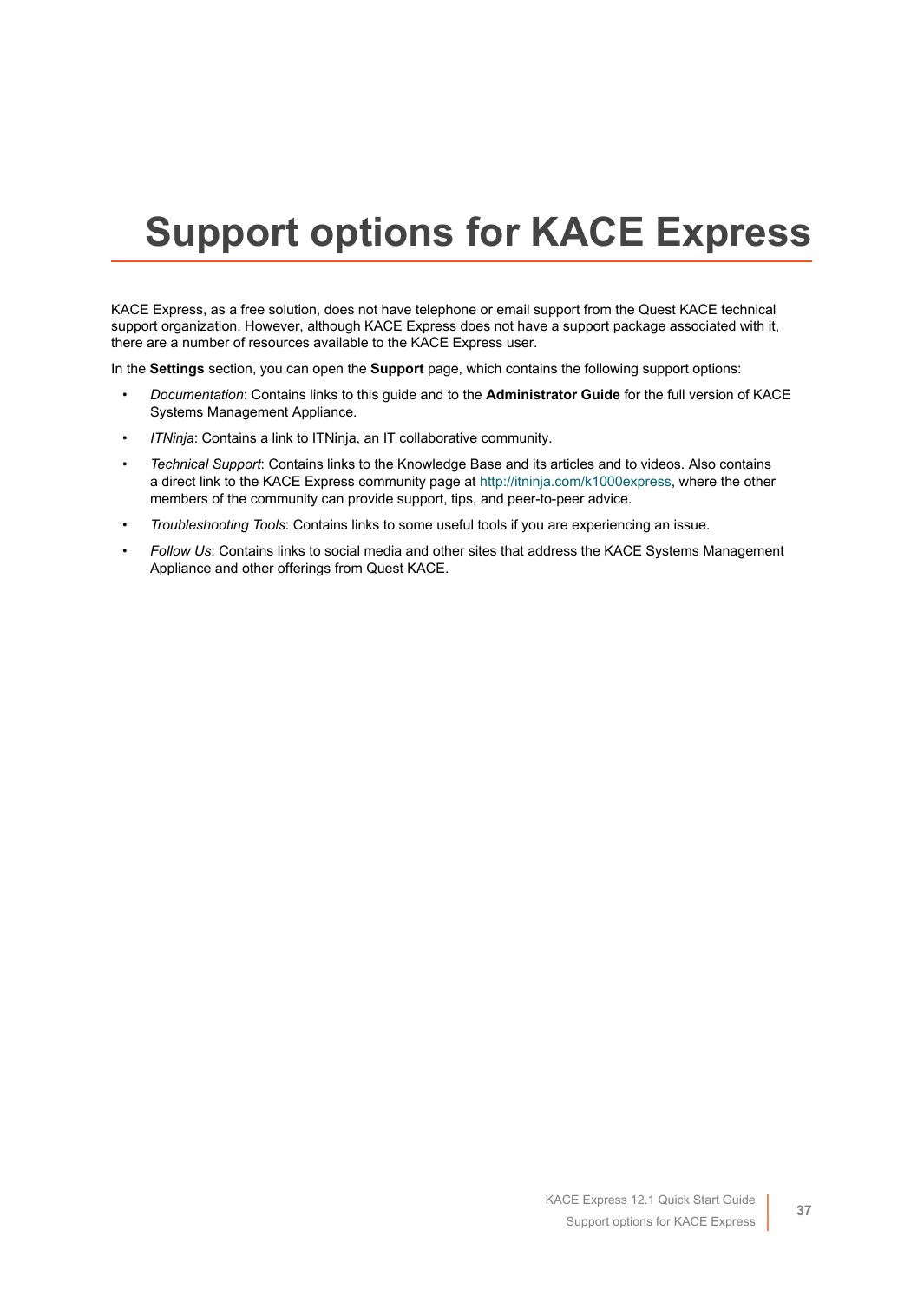# Support options for KACE Express

KACE Express, as a free solution, does not have telephone or email support from the Quest KACE technical support organization. However, although KACE Express does not have a support package associated with it, there are a number of resources available to the KACE Express user.

In the **Settings** section, you can open the **Support** page, which contains the following support options:

- *Documentation*: Contains links to this guide and to the **Administrator Guide** for the full version of KACE Systems Management Appliance.
- *ITNinja*: Contains a link to ITNinja, an IT collaborative community.
- *Technical Support*: Contains links to the Knowledge Base and its articles and to videos. Also contains a direct link to the KACE Express community page at http://itninja.com/k1000express, where the other members of the community can provide support, tips, and peer-to-peer advice.
- *Troubleshooting Tools*: Contains links to some useful tools if you are experiencing an issue.
- *Follow Us*: Contains links to social media and other sites that address the KACE Systems Management Appliance and other offerings from Quest KACE.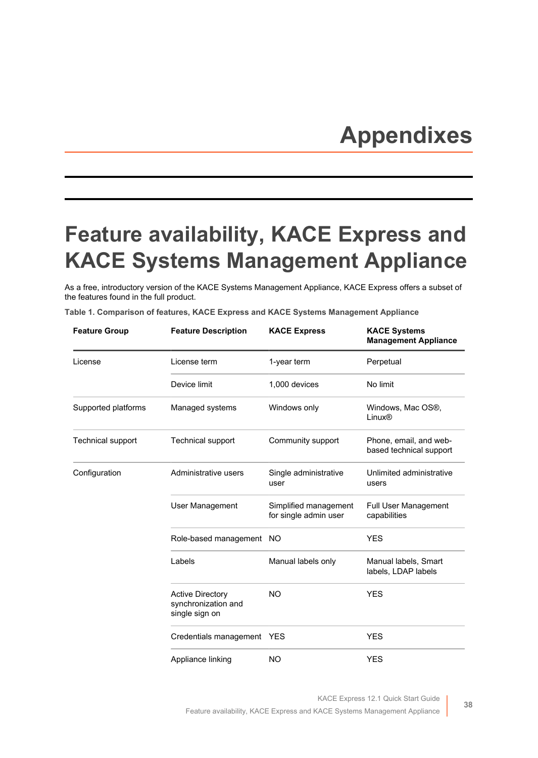# Appendixes

# Feature availability, KACE Express and KACE Systems Management Appliance

As a free, introductory version of the KACE Systems Management Appliance, KACE Express offers a subset of the features found in the full product.

**Table 1. Comparison of features, KACE Express and KACE Systems Management Appliance**

| Feature Group | Feature Description | KACE Express | KACE Systems Management Appliance |
|---|---|---|---|
| License | License term | 1-year term | Perpetual |
| | Device limit | 1,000 devices | No limit |
| Supported platforms | Managed systems | Windows only | Windows, Mac OS®, Linux® |
| Technical support | Technical support | Community support | Phone, email, and web-based technical support |
| Configuration | Administrative users | Single administrative user | Unlimited administrative users |
| | User Management | Simplified management for single admin user | Full User Management capabilities |
| | Role-based management | NO | YES |
| | Labels | Manual labels only | Manual labels, Smart labels, LDAP labels |
| | Active Directory synchronization and single sign on | NO | YES |
| | Credentials management | YES | YES |
| | Appliance linking | NO | YES |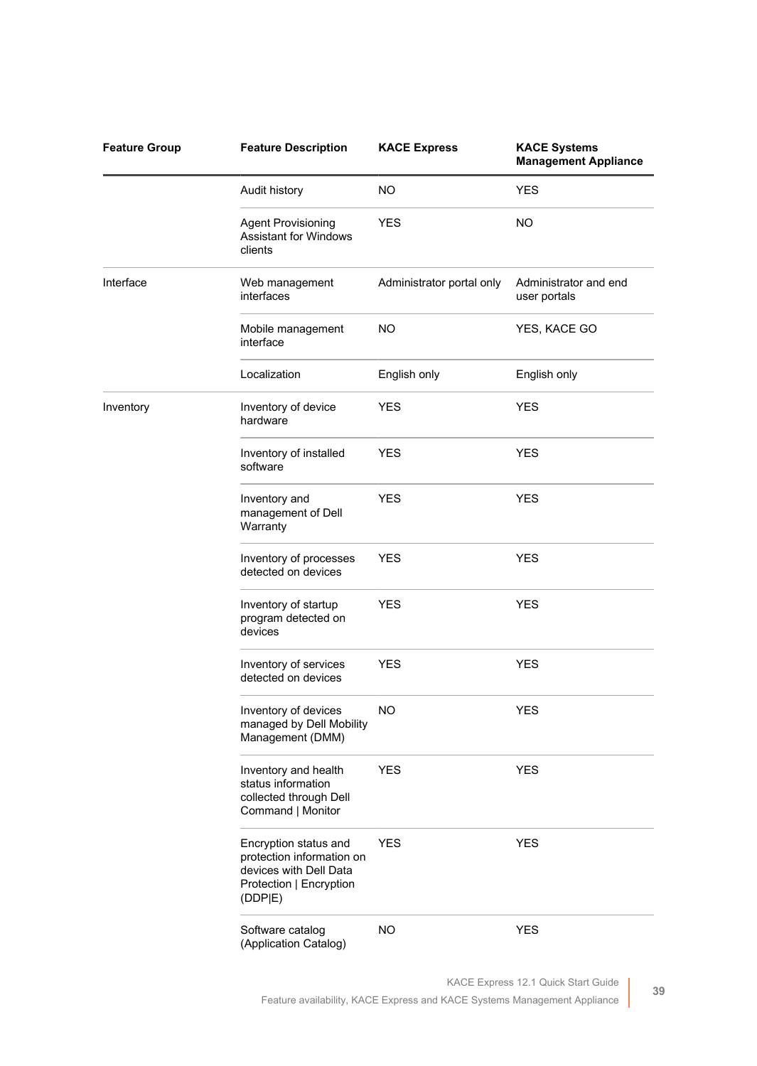| Feature Group | Feature Description | KACE Express | KACE Systems Management Appliance |
|---|---|---|---|
| | Audit history | NO | YES |
| | Agent Provisioning Assistant for Windows clients | YES | NO |
| Interface | Web management interfaces | Administrator portal only | Administrator and end user portals |
| | Mobile management interface | NO | YES, KACE GO |
| | Localization | English only | English only |
| Inventory | Inventory of device hardware | YES | YES |
| | Inventory of installed software | YES | YES |
| | Inventory and management of Dell Warranty | YES | YES |
| | Inventory of processes detected on devices | YES | YES |
| | Inventory of startup program detected on devices | YES | YES |
| | Inventory of services detected on devices | YES | YES |
| | Inventory of devices managed by Dell Mobility Management (DMM) | NO | YES |
| | Inventory and health status information collected through Dell Command \| Monitor | YES | YES |
| | Encryption status and protection information on devices with Dell Data Protection \| Encryption (DDP\|E) | YES | YES |
| | Software catalog (Application Catalog) | NO | YES |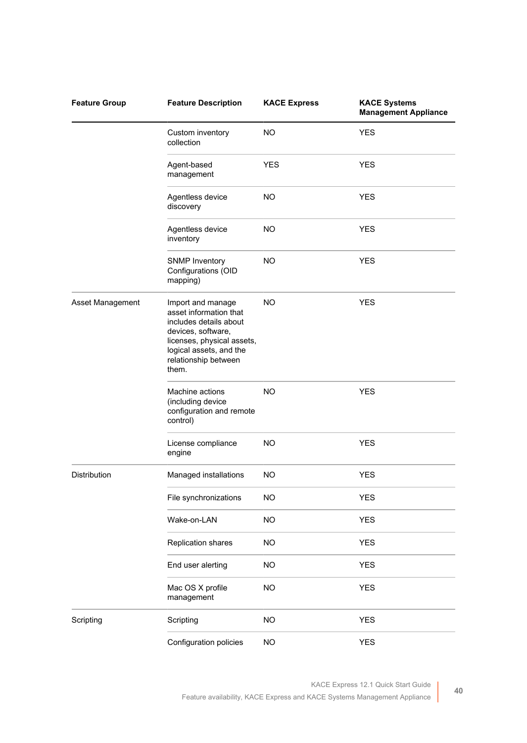| Feature Group | Feature Description | KACE Express | KACE Systems Management Appliance |
| --- | --- | --- | --- |
| | Custom inventory collection | NO | YES |
| | Agent-based management | YES | YES |
| | Agentless device discovery | NO | YES |
| | Agentless device inventory | NO | YES |
| | SNMP Inventory Configurations (OID mapping) | NO | YES |
| Asset Management | Import and manage asset information that includes details about devices, software, licenses, physical assets, logical assets, and the relationship between them. | NO | YES |
| | Machine actions (including device configuration and remote control) | NO | YES |
| | License compliance engine | NO | YES |
| Distribution | Managed installations | NO | YES |
| | File synchronizations | NO | YES |
| | Wake-on-LAN | NO | YES |
| | Replication shares | NO | YES |
| | End user alerting | NO | YES |
| | Mac OS X profile management | NO | YES |
| Scripting | Scripting | NO | YES |
| | Configuration policies | NO | YES |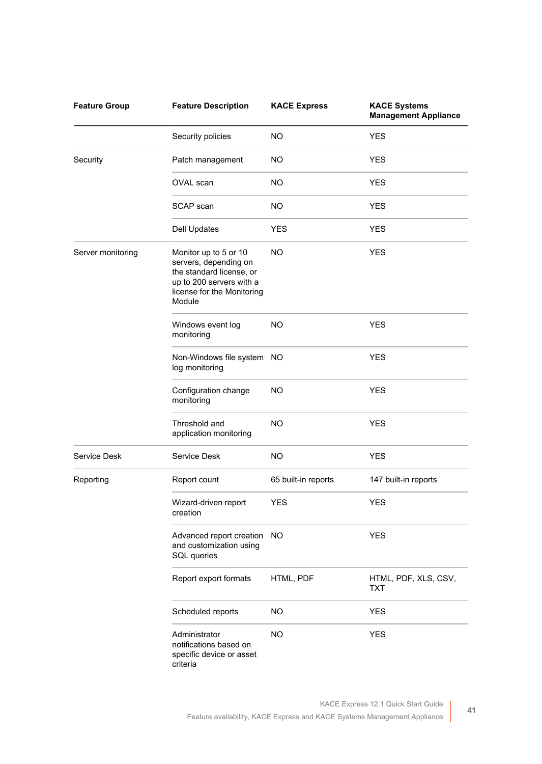| Feature Group | Feature Description | KACE Express | KACE Systems Management Appliance |
|---|---|---|---|
| | Security policies | NO | YES |
| Security | Patch management | NO | YES |
| | OVAL scan | NO | YES |
| | SCAP scan | NO | YES |
| | Dell Updates | YES | YES |
| Server monitoring | Monitor up to 5 or 10 servers, depending on the standard license, or up to 200 servers with a license for the Monitoring Module | NO | YES |
| | Windows event log monitoring | NO | YES |
| | Non-Windows file system log monitoring | NO | YES |
| | Configuration change monitoring | NO | YES |
| | Threshold and application monitoring | NO | YES |
| Service Desk | Service Desk | NO | YES |
| Reporting | Report count | 65 built-in reports | 147 built-in reports |
| | Wizard-driven report creation | YES | YES |
| | Advanced report creation and customization using SQL queries | NO | YES |
| | Report export formats | HTML, PDF | HTML, PDF, XLS, CSV, TXT |
| | Scheduled reports | NO | YES |
| | Administrator notifications based on specific device or asset criteria | NO | YES |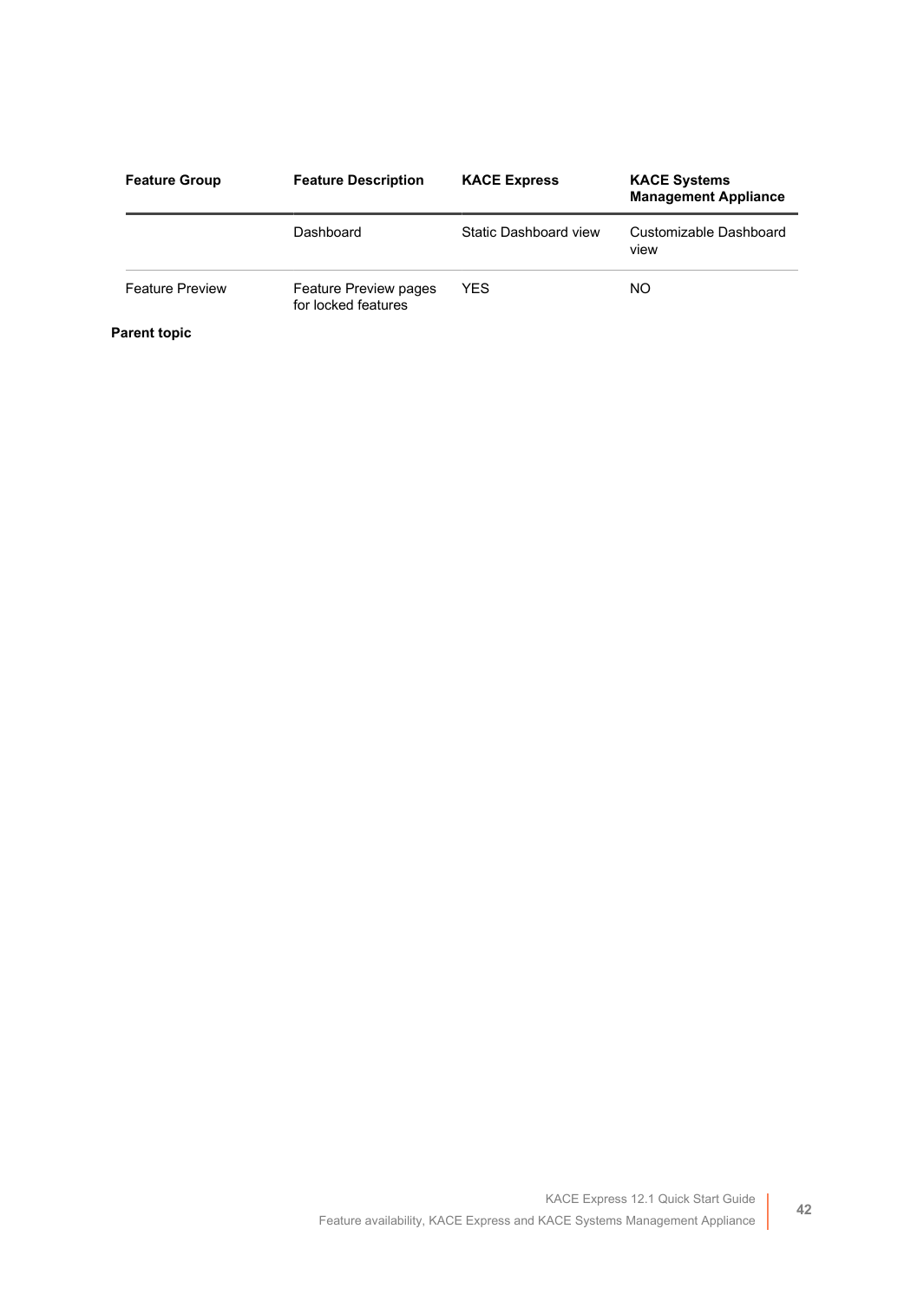| Feature Group | Feature Description | KACE Express | KACE Systems Management Appliance |
|---|---|---|---|
| | Dashboard | Static Dashboard view | Customizable Dashboard view |
| Feature Preview | Feature Preview pages for locked features | YES | NO |

**Parent topic**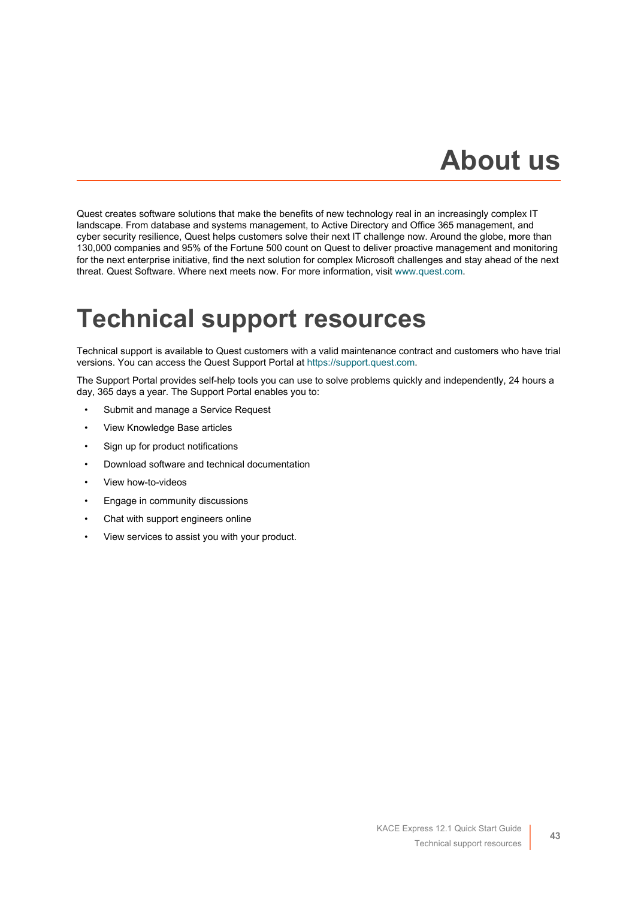# About us

Quest creates software solutions that make the benefits of new technology real in an increasingly complex IT landscape. From database and systems management, to Active Directory and Office 365 management, and cyber security resilience, Quest helps customers solve their next IT challenge now. Around the globe, more than 130,000 companies and 95% of the Fortune 500 count on Quest to deliver proactive management and monitoring for the next enterprise initiative, find the next solution for complex Microsoft challenges and stay ahead of the next threat. Quest Software. Where next meets now. For more information, visit www.quest.com.

# Technical support resources

Technical support is available to Quest customers with a valid maintenance contract and customers who have trial versions. You can access the Quest Support Portal at https://support.quest.com.

The Support Portal provides self-help tools you can use to solve problems quickly and independently, 24 hours a day, 365 days a year. The Support Portal enables you to:

- Submit and manage a Service Request
- View Knowledge Base articles
- Sign up for product notifications
- Download software and technical documentation
- View how-to-videos
- Engage in community discussions
- Chat with support engineers online
- View services to assist you with your product.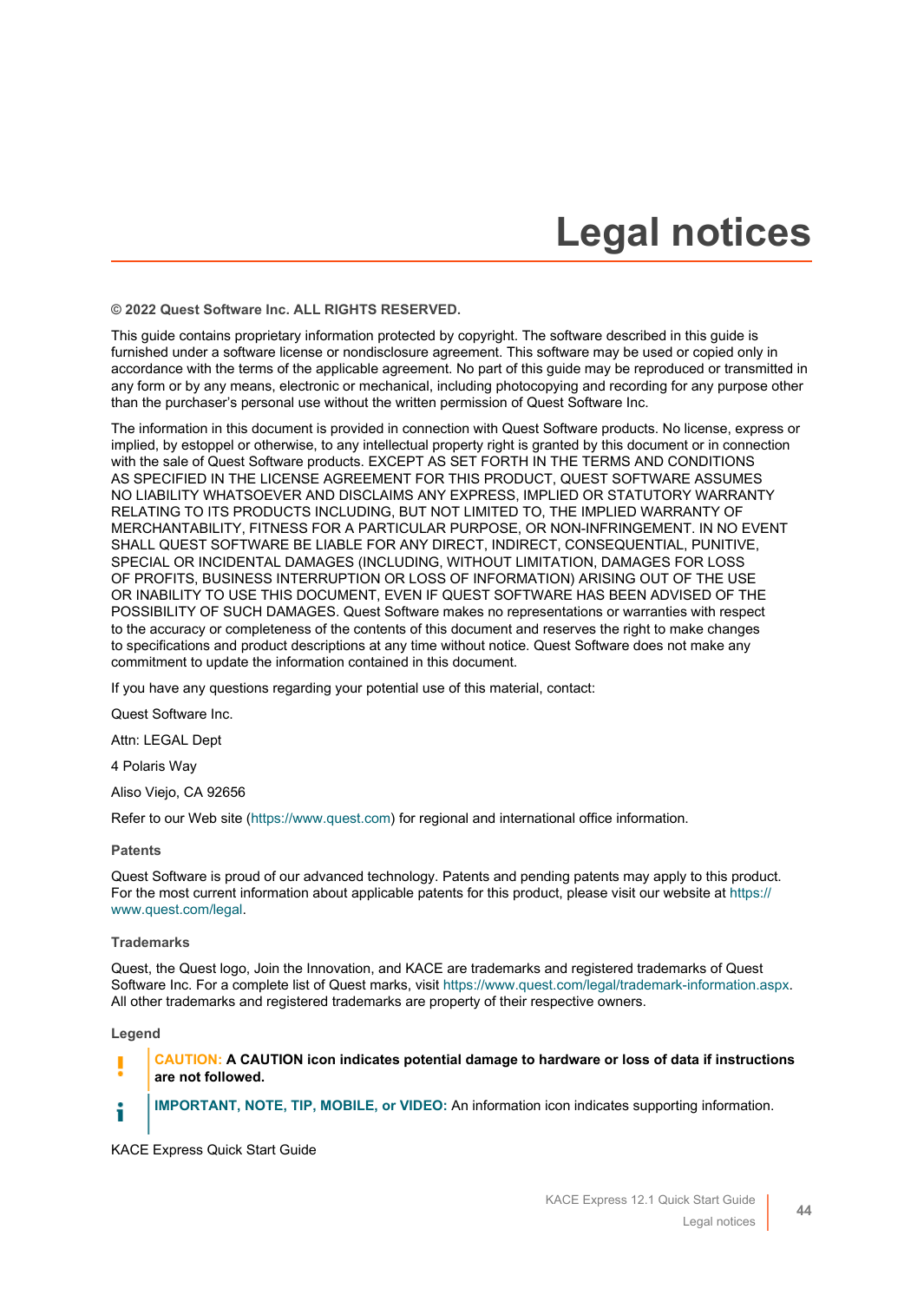# Legal notices

**© 2022 Quest Software Inc. ALL RIGHTS RESERVED.**

This guide contains proprietary information protected by copyright. The software described in this guide is furnished under a software license or nondisclosure agreement. This software may be used or copied only in accordance with the terms of the applicable agreement. No part of this guide may be reproduced or transmitted in any form or by any means, electronic or mechanical, including photocopying and recording for any purpose other than the purchaser's personal use without the written permission of Quest Software Inc.

The information in this document is provided in connection with Quest Software products. No license, express or implied, by estoppel or otherwise, to any intellectual property right is granted by this document or in connection with the sale of Quest Software products. EXCEPT AS SET FORTH IN THE TERMS AND CONDITIONS AS SPECIFIED IN THE LICENSE AGREEMENT FOR THIS PRODUCT, QUEST SOFTWARE ASSUMES NO LIABILITY WHATSOEVER AND DISCLAIMS ANY EXPRESS, IMPLIED OR STATUTORY WARRANTY RELATING TO ITS PRODUCTS INCLUDING, BUT NOT LIMITED TO, THE IMPLIED WARRANTY OF MERCHANTABILITY, FITNESS FOR A PARTICULAR PURPOSE, OR NON-INFRINGEMENT. IN NO EVENT SHALL QUEST SOFTWARE BE LIABLE FOR ANY DIRECT, INDIRECT, CONSEQUENTIAL, PUNITIVE, SPECIAL OR INCIDENTAL DAMAGES (INCLUDING, WITHOUT LIMITATION, DAMAGES FOR LOSS OF PROFITS, BUSINESS INTERRUPTION OR LOSS OF INFORMATION) ARISING OUT OF THE USE OR INABILITY TO USE THIS DOCUMENT, EVEN IF QUEST SOFTWARE HAS BEEN ADVISED OF THE POSSIBILITY OF SUCH DAMAGES. Quest Software makes no representations or warranties with respect to the accuracy or completeness of the contents of this document and reserves the right to make changes to specifications and product descriptions at any time without notice. Quest Software does not make any commitment to update the information contained in this document.

If you have any questions regarding your potential use of this material, contact:

Quest Software Inc.

Attn: LEGAL Dept

4 Polaris Way

Aliso Viejo, CA 92656

Refer to our Web site (https://www.quest.com) for regional and international office information.

### Patents

Quest Software is proud of our advanced technology. Patents and pending patents may apply to this product. For the most current information about applicable patents for this product, please visit our website at https://www.quest.com/legal.

### Trademarks

Quest, the Quest logo, Join the Innovation, and KACE are trademarks and registered trademarks of Quest Software Inc. For a complete list of Quest marks, visit https://www.quest.com/legal/trademark-information.aspx. All other trademarks and registered trademarks are property of their respective owners.

### Legend

**CAUTION: A CAUTION icon indicates potential damage to hardware or loss of data if instructions are not followed.**

**IMPORTANT, NOTE, TIP, MOBILE, or VIDEO:** An information icon indicates supporting information.

KACE Express Quick Start Guide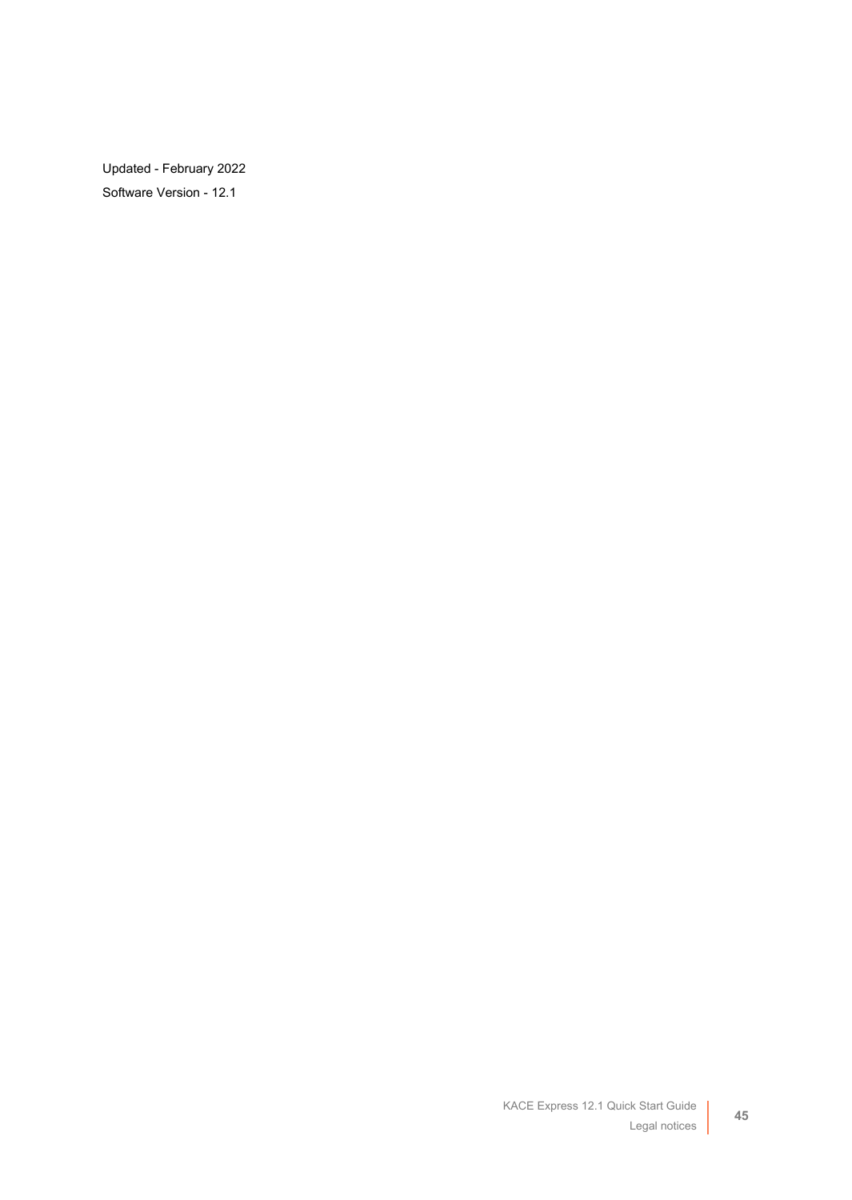Updated - February 2022

Software Version - 12.1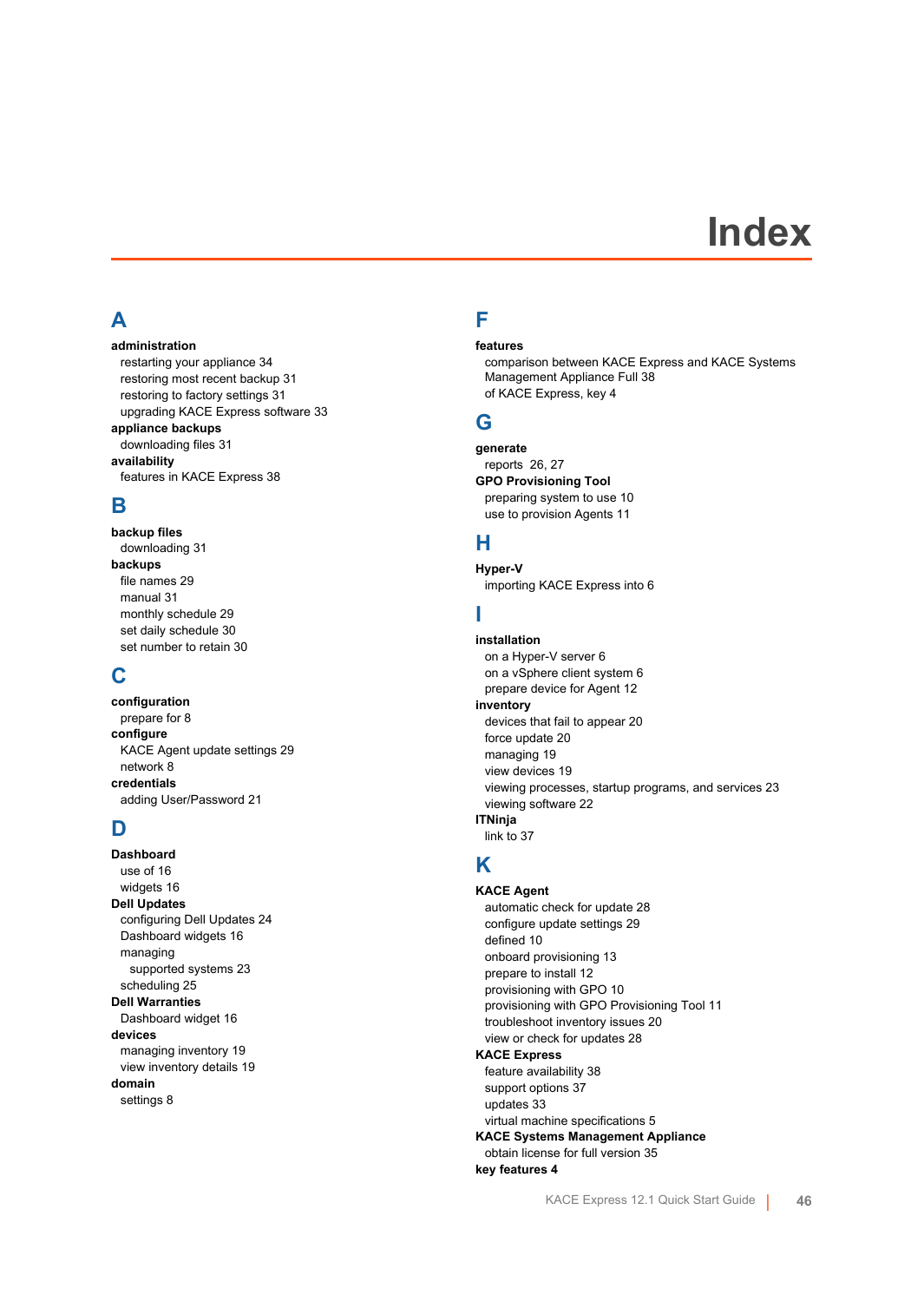# Index

## A

**administration**
- restarting your appliance 34
- restoring most recent backup 31
- restoring to factory settings 31
- upgrading KACE Express software 33

**appliance backups**
- downloading files 31

**availability**
- features in KACE Express 38

## B

**backup files**
- downloading 31

**backups**
- file names 29
- manual 31
- monthly schedule 29
- set daily schedule 30
- set number to retain 30

## C

**configuration**
- prepare for 8

**configure**
- KACE Agent update settings 29
- network 8

**credentials**
- adding User/Password 21

## D

**Dashboard**
- use of 16
- widgets 16

**Dell Updates**
- configuring Dell Updates 24
- Dashboard widgets 16
- managing
  - supported systems 23
- scheduling 25

**Dell Warranties**
- Dashboard widget 16

**devices**
- managing inventory 19
- view inventory details 19

**domain**
- settings 8

## F

**features**
- comparison between KACE Express and KACE Systems Management Appliance Full 38
- of KACE Express, key 4

## G

**generate**
- reports 26, 27

**GPO Provisioning Tool**
- preparing system to use 10
- use to provision Agents 11

## H

**Hyper-V**
- importing KACE Express into 6

## I

**installation**
- on a Hyper-V server 6
- on a vSphere client system 6
- prepare device for Agent 12

**inventory**
- devices that fail to appear 20
- force update 20
- managing 19
- view devices 19
- viewing processes, startup programs, and services 23
- viewing software 22

**ITNinja**
- link to 37

## K

**KACE Agent**
- automatic check for update 28
- configure update settings 29
- defined 10
- onboard provisioning 13
- prepare to install 12
- provisioning with GPO 10
- provisioning with GPO Provisioning Tool 11
- troubleshoot inventory issues 20
- view or check for updates 28

**KACE Express**
- feature availability 38
- support options 37
- updates 33
- virtual machine specifications 5

**KACE Systems Management Appliance**
- obtain license for full version 35

**key features 4**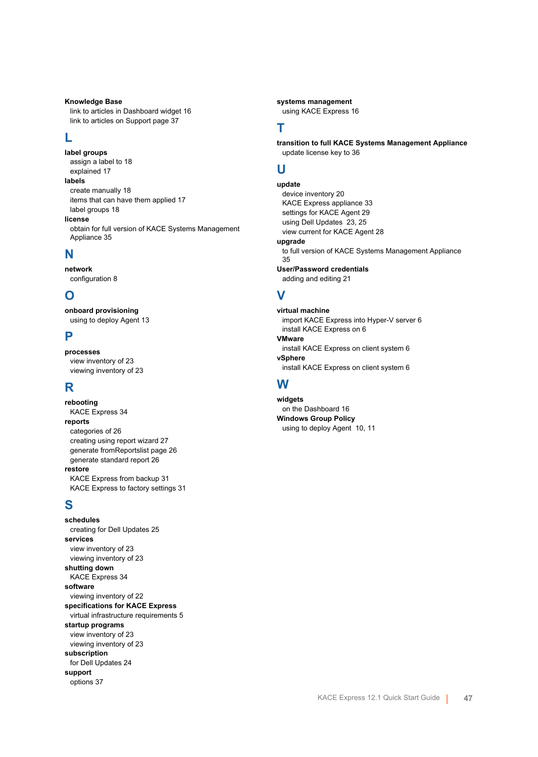**Knowledge Base**
- link to articles in Dashboard widget 16
- link to articles on Support page 37

## L

**label groups**
- assign a label to 18
- explained 17

**labels**
- create manually 18
- items that can have them applied 17
- label groups 18

**license**
- obtain for full version of KACE Systems Management Appliance 35

## N

**network**
- configuration 8

## O

**onboard provisioning**
- using to deploy Agent 13

## P

**processes**
- view inventory of 23
- viewing inventory of 23

## R

**rebooting**
- KACE Express 34

**reports**
- categories of 26
- creating using report wizard 27
- generate fromReportslist page 26
- generate standard report 26

**restore**
- KACE Express from backup 31
- KACE Express to factory settings 31

## S

**schedules**
- creating for Dell Updates 25

**services**
- view inventory of 23
- viewing inventory of 23

**shutting down**
- KACE Express 34

**software**
- viewing inventory of 22

**specifications for KACE Express**
- virtual infrastructure requirements 5

**startup programs**
- view inventory of 23
- viewing inventory of 23

**subscription**
- for Dell Updates 24

**support**
- options 37

**systems management**
- using KACE Express 16

## T

**transition to full KACE Systems Management Appliance**
- update license key to 36

## U

**update**
- device inventory 20
- KACE Express appliance 33
- settings for KACE Agent 29
- using Dell Updates 23, 25
- view current for KACE Agent 28

**upgrade**
- to full version of KACE Systems Management Appliance 35

**User/Password credentials**
- adding and editing 21

## V

**virtual machine**
- import KACE Express into Hyper-V server 6
- install KACE Express on 6

**VMware**
- install KACE Express on client system 6

**vSphere**
- install KACE Express on client system 6

## W

**widgets**
- on the Dashboard 16

**Windows Group Policy**
- using to deploy Agent 10, 11